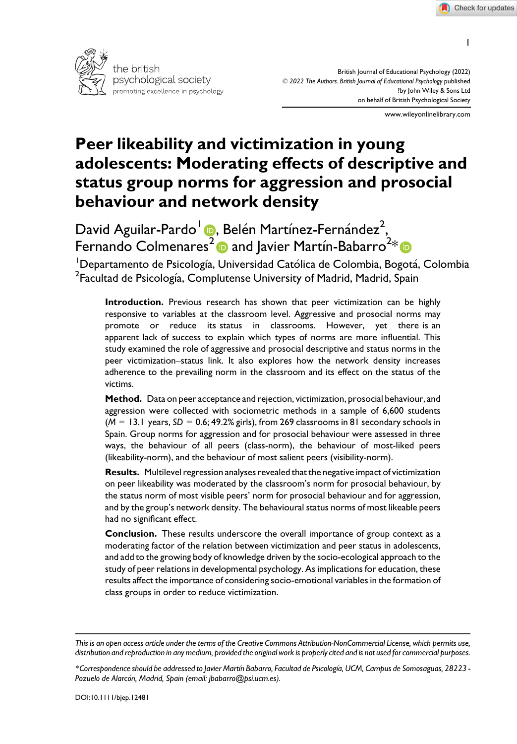# Peer likeability and victimization in young adolescents: Moderating effects of descriptive and status group norms for aggression and prosocial behaviour and network density

David Aguilar-Pardo[1], Belén Martínez-Fernández[2], Fernando Colmenares[2] and Javier Martín-Babarro[2]*

[1]Departamento de Psicología, Universidad Católica de Colombia, Bogotá, Colombia
[2]Facultad de Psicología, Complutense University of Madrid, Madrid, Spain

**Introduction.** Previous research has shown that peer victimization can be highly responsive to variables at the classroom level. Aggressive and prosocial norms may promote or reduce its status in classrooms. However, yet there is an apparent lack of success to explain which types of norms are more influential. This study examined the role of aggressive and prosocial descriptive and status norms in the peer victimization–status link. It also explores how the network density increases adherence to the prevailing norm in the classroom and its effect on the status of the victims.

**Method.** Data on peer acceptance and rejection, victimization, prosocial behaviour, and aggression were collected with sociometric methods in a sample of 6,600 students ($M$ = 13.1 years, $SD$ = 0.6; 49.2% girls), from 269 classrooms in 81 secondary schools in Spain. Group norms for aggression and for prosocial behaviour were assessed in three ways, the behaviour of all peers (class-norm), the behaviour of most-liked peers (likeability-norm), and the behaviour of most salient peers (visibility-norm).

**Results.** Multilevel regression analyses revealed that the negative impact of victimization on peer likeability was moderated by the classroom's norm for prosocial behaviour, by the status norm of most visible peers' norm for prosocial behaviour and for aggression, and by the group's network density. The behavioural status norms of most likeable peers had no significant effect.

**Conclusion.** These results underscore the overall importance of group context as a moderating factor of the relation between victimization and peer status in adolescents, and add to the growing body of knowledge driven by the socio-ecological approach to the study of peer relations in developmental psychology. As implications for education, these results affect the importance of considering socio-emotional variables in the formation of class groups in order to reduce victimization.

---

*This is an open access article under the terms of the Creative Commons Attribution-NonCommercial License, which permits use, distribution and reproduction in any medium, provided the original work is properly cited and is not used for commercial purposes.*

*\*Correspondence should be addressed to Javier Martín Babarro, Facultad de Psicología, UCM, Campus de Somosaguas, 28223 - Pozuelo de Alarcón, Madrid, Spain (email: jbabarro@psi.ucm.es).*

DOI:10.1111/bjep.12481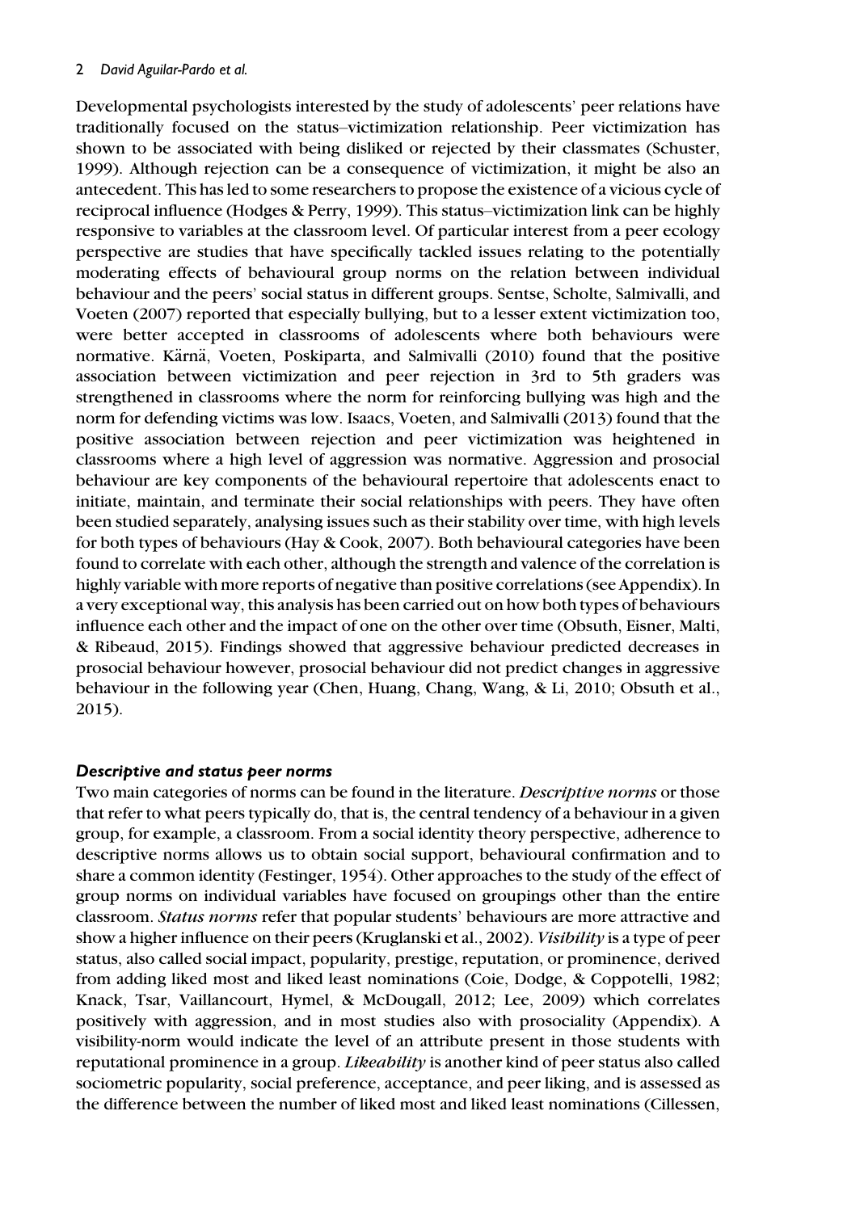Developmental psychologists interested by the study of adolescents' peer relations have traditionally focused on the status–victimization relationship. Peer victimization has shown to be associated with being disliked or rejected by their classmates (Schuster, 1999). Although rejection can be a consequence of victimization, it might be also an antecedent. This has led to some researchers to propose the existence of a vicious cycle of reciprocal influence (Hodges & Perry, 1999). This status–victimization link can be highly responsive to variables at the classroom level. Of particular interest from a peer ecology perspective are studies that have specifically tackled issues relating to the potentially moderating effects of behavioural group norms on the relation between individual behaviour and the peers' social status in different groups. Sentse, Scholte, Salmivalli, and Voeten (2007) reported that especially bullying, but to a lesser extent victimization too, were better accepted in classrooms of adolescents where both behaviours were normative. Kärnä, Voeten, Poskiparta, and Salmivalli (2010) found that the positive association between victimization and peer rejection in 3rd to 5th graders was strengthened in classrooms where the norm for reinforcing bullying was high and the norm for defending victims was low. Isaacs, Voeten, and Salmivalli (2013) found that the positive association between rejection and peer victimization was heightened in classrooms where a high level of aggression was normative. Aggression and prosocial behaviour are key components of the behavioural repertoire that adolescents enact to initiate, maintain, and terminate their social relationships with peers. They have often been studied separately, analysing issues such as their stability over time, with high levels for both types of behaviours (Hay & Cook, 2007). Both behavioural categories have been found to correlate with each other, although the strength and valence of the correlation is highly variable with more reports of negative than positive correlations (see Appendix). In a very exceptional way, this analysis has been carried out on how both types of behaviours influence each other and the impact of one on the other over time (Obsuth, Eisner, Malti, & Ribeaud, 2015). Findings showed that aggressive behaviour predicted decreases in prosocial behaviour however, prosocial behaviour did not predict changes in aggressive behaviour in the following year (Chen, Huang, Chang, Wang, & Li, 2010; Obsuth et al., 2015).

### *Descriptive and status peer norms*

Two main categories of norms can be found in the literature. *Descriptive norms* or those that refer to what peers typically do, that is, the central tendency of a behaviour in a given group, for example, a classroom. From a social identity theory perspective, adherence to descriptive norms allows us to obtain social support, behavioural confirmation and to share a common identity (Festinger, 1954). Other approaches to the study of the effect of group norms on individual variables have focused on groupings other than the entire classroom. *Status norms* refer that popular students' behaviours are more attractive and show a higher influence on their peers (Kruglanski et al., 2002). *Visibility* is a type of peer status, also called social impact, popularity, prestige, reputation, or prominence, derived from adding liked most and liked least nominations (Coie, Dodge, & Coppotelli, 1982; Knack, Tsar, Vaillancourt, Hymel, & McDougall, 2012; Lee, 2009) which correlates positively with aggression, and in most studies also with prosociality (Appendix). A visibility-norm would indicate the level of an attribute present in those students with reputational prominence in a group. *Likeability* is another kind of peer status also called sociometric popularity, social preference, acceptance, and peer liking, and is assessed as the difference between the number of liked most and liked least nominations (Cillessen,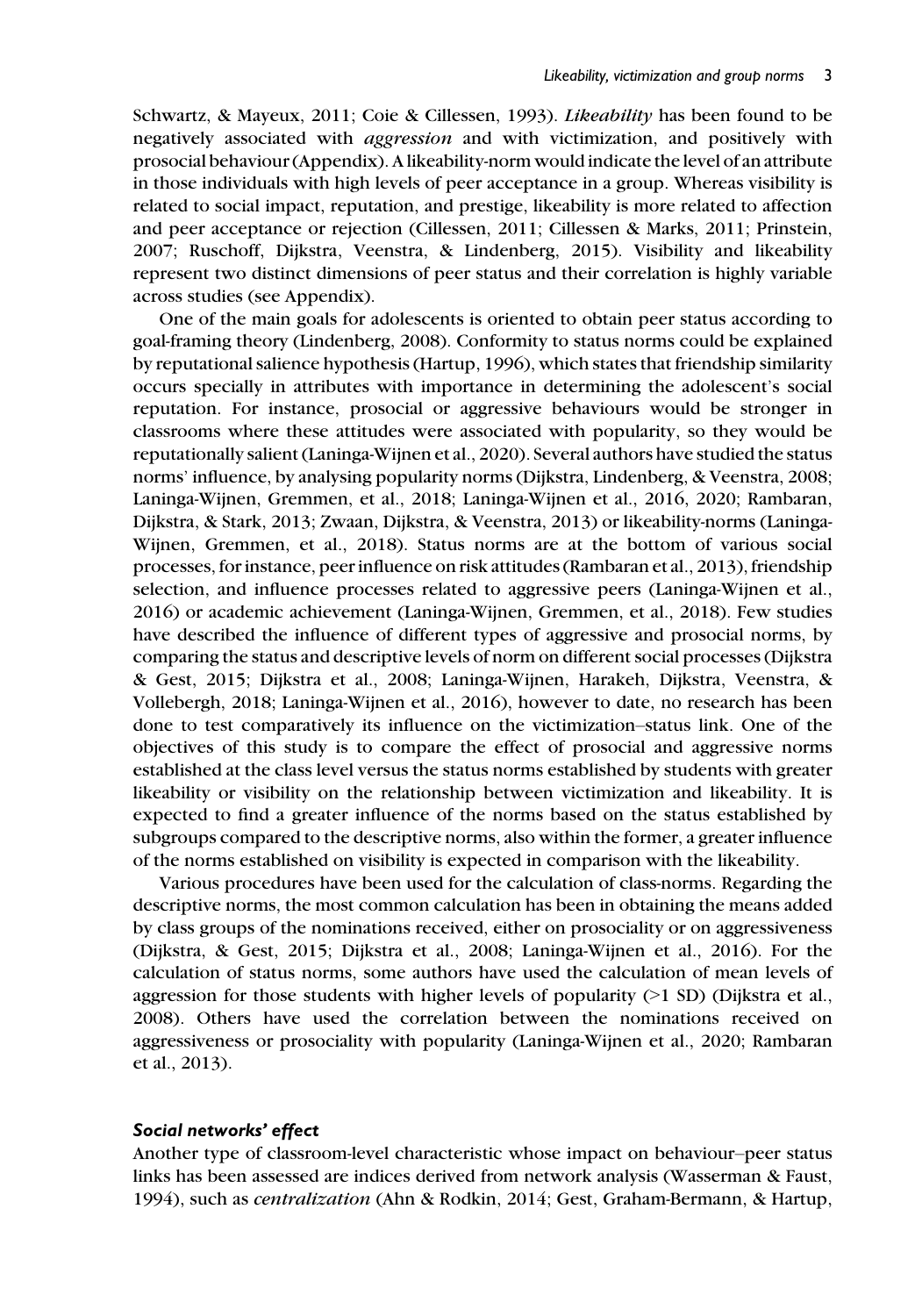Schwartz, & Mayeux, 2011; Coie & Cillessen, 1993). ***Likeability*** has been found to be negatively associated with *aggression* and with victimization, and positively with prosocial behaviour (Appendix). A likeability-norm would indicate the level of an attribute in those individuals with high levels of peer acceptance in a group. Whereas visibility is related to social impact, reputation, and prestige, likeability is more related to affection and peer acceptance or rejection (Cillessen, 2011; Cillessen & Marks, 2011; Prinstein, 2007; Ruschoff, Dijkstra, Veenstra, & Lindenberg, 2015). Visibility and likeability represent two distinct dimensions of peer status and their correlation is highly variable across studies (see Appendix).

One of the main goals for adolescents is oriented to obtain peer status according to goal-framing theory (Lindenberg, 2008). Conformity to status norms could be explained by reputational salience hypothesis (Hartup, 1996), which states that friendship similarity occurs specially in attributes with importance in determining the adolescent's social reputation. For instance, prosocial or aggressive behaviours would be stronger in classrooms where these attitudes were associated with popularity, so they would be reputationally salient (Laninga-Wijnen et al., 2020). Several authors have studied the status norms' influence, by analysing popularity norms (Dijkstra, Lindenberg, & Veenstra, 2008; Laninga-Wijnen, Gremmen, et al., 2018; Laninga-Wijnen et al., 2016, 2020; Rambaran, Dijkstra, & Stark, 2013; Zwaan, Dijkstra, & Veenstra, 2013) or likeability-norms (Laninga-Wijnen, Gremmen, et al., 2018). Status norms are at the bottom of various social processes, for instance, peer influence on risk attitudes (Rambaran et al., 2013), friendship selection, and influence processes related to aggressive peers (Laninga-Wijnen et al., 2016) or academic achievement (Laninga-Wijnen, Gremmen, et al., 2018). Few studies have described the influence of different types of aggressive and prosocial norms, by comparing the status and descriptive levels of norm on different social processes (Dijkstra & Gest, 2015; Dijkstra et al., 2008; Laninga-Wijnen, Harakeh, Dijkstra, Veenstra, & Vollebergh, 2018; Laninga-Wijnen et al., 2016), however to date, no research has been done to test comparatively its influence on the victimization–status link. One of the objectives of this study is to compare the effect of prosocial and aggressive norms established at the class level versus the status norms established by students with greater likeability or visibility on the relationship between victimization and likeability. It is expected to find a greater influence of the norms based on the status established by subgroups compared to the descriptive norms, also within the former, a greater influence of the norms established on visibility is expected in comparison with the likeability.

Various procedures have been used for the calculation of class-norms. Regarding the descriptive norms, the most common calculation has been in obtaining the means added by class groups of the nominations received, either on prosociality or on aggressiveness (Dijkstra, & Gest, 2015; Dijkstra et al., 2008; Laninga-Wijnen et al., 2016). For the calculation of status norms, some authors have used the calculation of mean levels of aggression for those students with higher levels of popularity (>1 SD) (Dijkstra et al., 2008). Others have used the correlation between the nominations received on aggressiveness or prosociality with popularity (Laninga-Wijnen et al., 2020; Rambaran et al., 2013).

#### *Social networks' effect*

Another type of classroom-level characteristic whose impact on behaviour–peer status links has been assessed are indices derived from network analysis (Wasserman & Faust, 1994), such as *centralization* (Ahn & Rodkin, 2014; Gest, Graham-Bermann, & Hartup,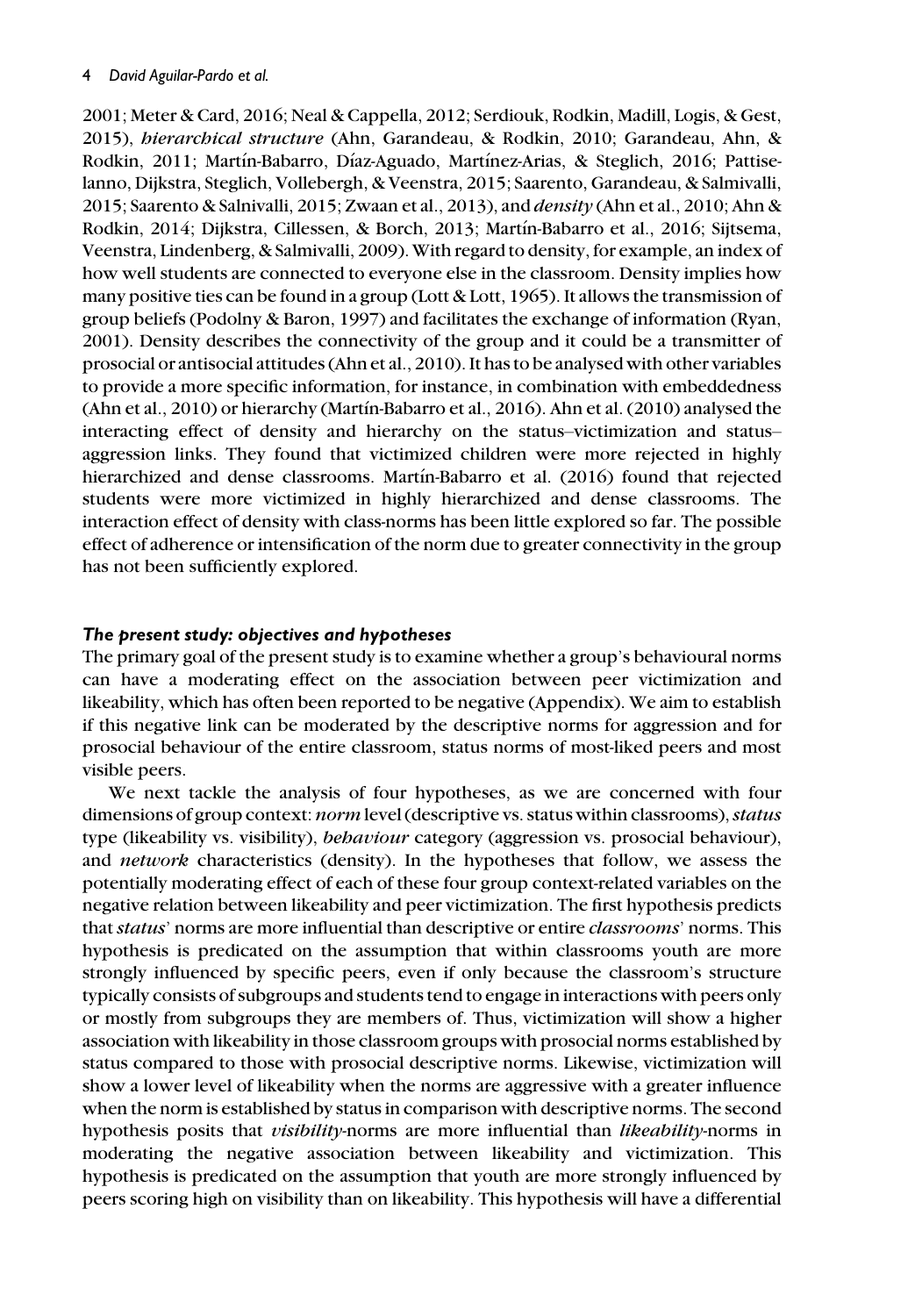2001; Meter & Card, 2016; Neal & Cappella, 2012; Serdiouk, Rodkin, Madill, Logis, & Gest, 2015), *hierarchical structure* (Ahn, Garandeau, & Rodkin, 2010; Garandeau, Ahn, & Rodkin, 2011; Martín-Babarro, Díaz-Aguado, Martínez-Arias, & Steglich, 2016; Pattiselanno, Dijkstra, Steglich, Vollebergh, & Veenstra, 2015; Saarento, Garandeau, & Salmivalli, 2015; Saarento & Salnivalli, 2015; Zwaan et al., 2013), and *density* (Ahn et al., 2010; Ahn & Rodkin, 2014; Dijkstra, Cillessen, & Borch, 2013; Martín-Babarro et al., 2016; Sijtsema, Veenstra, Lindenberg, & Salmivalli, 2009). With regard to density, for example, an index of how well students are connected to everyone else in the classroom. Density implies how many positive ties can be found in a group (Lott & Lott, 1965). It allows the transmission of group beliefs (Podolny & Baron, 1997) and facilitates the exchange of information (Ryan, 2001). Density describes the connectivity of the group and it could be a transmitter of prosocial or antisocial attitudes (Ahn et al., 2010). It has to be analysed with other variables to provide a more specific information, for instance, in combination with embeddedness (Ahn et al., 2010) or hierarchy (Martín-Babarro et al., 2016). Ahn et al. (2010) analysed the interacting effect of density and hierarchy on the status–victimization and status–aggression links. They found that victimized children were more rejected in highly hierarchized and dense classrooms. Martín-Babarro et al. (2016) found that rejected students were more victimized in highly hierarchized and dense classrooms. The interaction effect of density with class-norms has been little explored so far. The possible effect of adherence or intensification of the norm due to greater connectivity in the group has not been sufficiently explored.

### *The present study: objectives and hypotheses*

The primary goal of the present study is to examine whether a group's behavioural norms can have a moderating effect on the association between peer victimization and likeability, which has often been reported to be negative (Appendix). We aim to establish if this negative link can be moderated by the descriptive norms for aggression and for prosocial behaviour of the entire classroom, status norms of most-liked peers and most visible peers.

We next tackle the analysis of four hypotheses, as we are concerned with four dimensions of group context: *norm* level (descriptive vs. status within classrooms), *status* type (likeability vs. visibility), *behaviour* category (aggression vs. prosocial behaviour), and *network* characteristics (density). In the hypotheses that follow, we assess the potentially moderating effect of each of these four group context-related variables on the negative relation between likeability and peer victimization. The first hypothesis predicts that *status*' norms are more influential than descriptive or entire *classrooms*' norms. This hypothesis is predicated on the assumption that within classrooms youth are more strongly influenced by specific peers, even if only because the classroom's structure typically consists of subgroups and students tend to engage in interactions with peers only or mostly from subgroups they are members of. Thus, victimization will show a higher association with likeability in those classroom groups with prosocial norms established by status compared to those with prosocial descriptive norms. Likewise, victimization will show a lower level of likeability when the norms are aggressive with a greater influence when the norm is established by status in comparison with descriptive norms. The second hypothesis posits that *visibility*-norms are more influential than *likeability*-norms in moderating the negative association between likeability and victimization. This hypothesis is predicated on the assumption that youth are more strongly influenced by peers scoring high on visibility than on likeability. This hypothesis will have a differential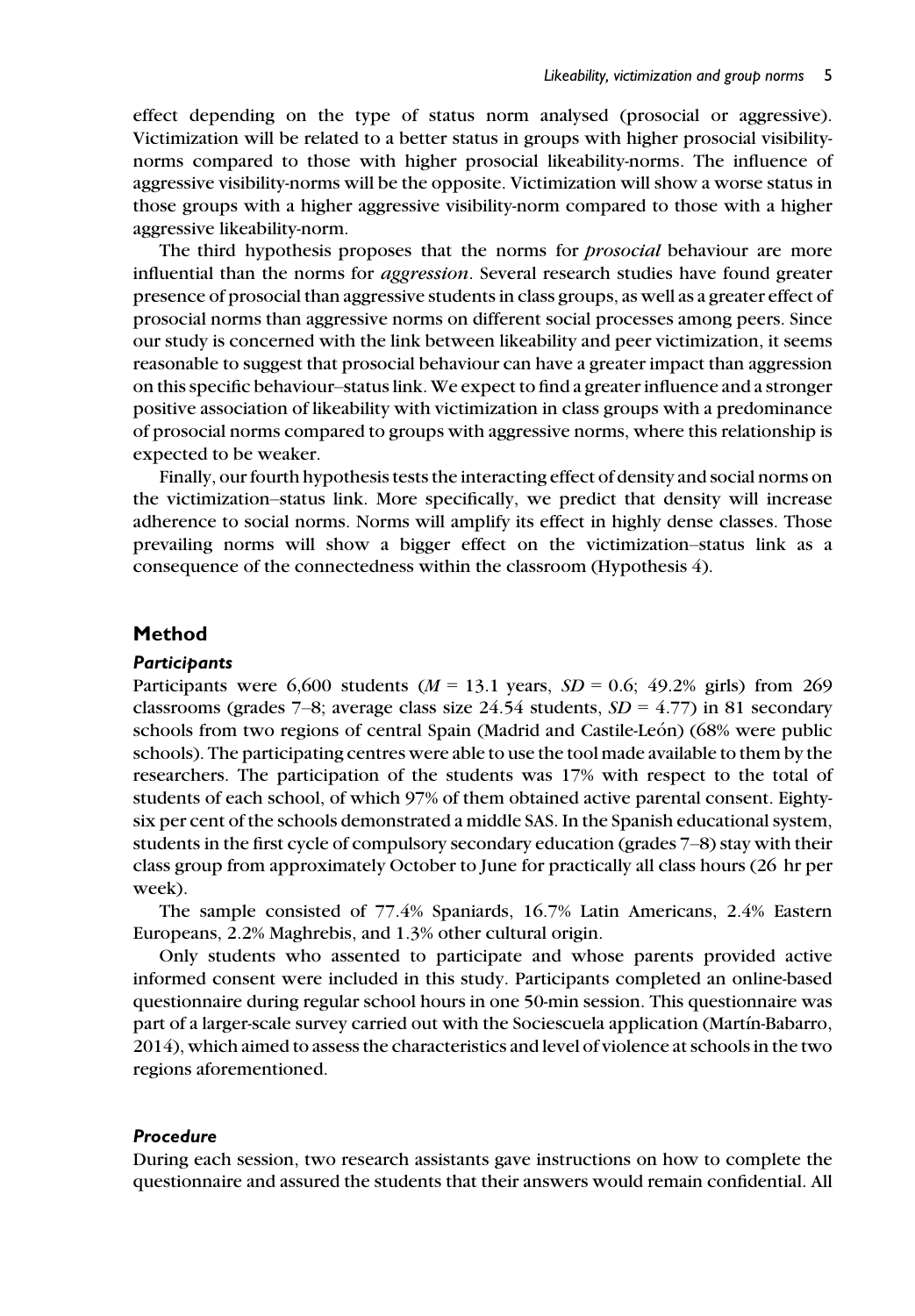effect depending on the type of status norm analysed (prosocial or aggressive). Victimization will be related to a better status in groups with higher prosocial visibility-norms compared to those with higher prosocial likeability-norms. The influence of aggressive visibility-norms will be the opposite. Victimization will show a worse status in those groups with a higher aggressive visibility-norm compared to those with a higher aggressive likeability-norm.

The third hypothesis proposes that the norms for *prosocial* behaviour are more influential than the norms for *aggression*. Several research studies have found greater presence of prosocial than aggressive students in class groups, as well as a greater effect of prosocial norms than aggressive norms on different social processes among peers. Since our study is concerned with the link between likeability and peer victimization, it seems reasonable to suggest that prosocial behaviour can have a greater impact than aggression on this specific behaviour–status link. We expect to find a greater influence and a stronger positive association of likeability with victimization in class groups with a predominance of prosocial norms compared to groups with aggressive norms, where this relationship is expected to be weaker.

Finally, our fourth hypothesis tests the interacting effect of density and social norms on the victimization–status link. More specifically, we predict that density will increase adherence to social norms. Norms will amplify its effect in highly dense classes. Those prevailing norms will show a bigger effect on the victimization–status link as a consequence of the connectedness within the classroom (Hypothesis 4).

## Method

### Participants

Participants were 6,600 students ($M$ = 13.1 years, $SD$ = 0.6; 49.2% girls) from 269 classrooms (grades 7–8; average class size 24.54 students, $SD$ = 4.77) in 81 secondary schools from two regions of central Spain (Madrid and Castile-León) (68% were public schools). The participating centres were able to use the tool made available to them by the researchers. The participation of the students was 17% with respect to the total of students of each school, of which 97% of them obtained active parental consent. Eighty-six per cent of the schools demonstrated a middle SAS. In the Spanish educational system, students in the first cycle of compulsory secondary education (grades 7–8) stay with their class group from approximately October to June for practically all class hours (26 hr per week).

The sample consisted of 77.4% Spaniards, 16.7% Latin Americans, 2.4% Eastern Europeans, 2.2% Maghrebis, and 1.3% other cultural origin.

Only students who assented to participate and whose parents provided active informed consent were included in this study. Participants completed an online-based questionnaire during regular school hours in one 50-min session. This questionnaire was part of a larger-scale survey carried out with the Sociescuela application (Martín-Babarro, 2014), which aimed to assess the characteristics and level of violence at schools in the two regions aforementioned.

### Procedure

During each session, two research assistants gave instructions on how to complete the questionnaire and assured the students that their answers would remain confidential. All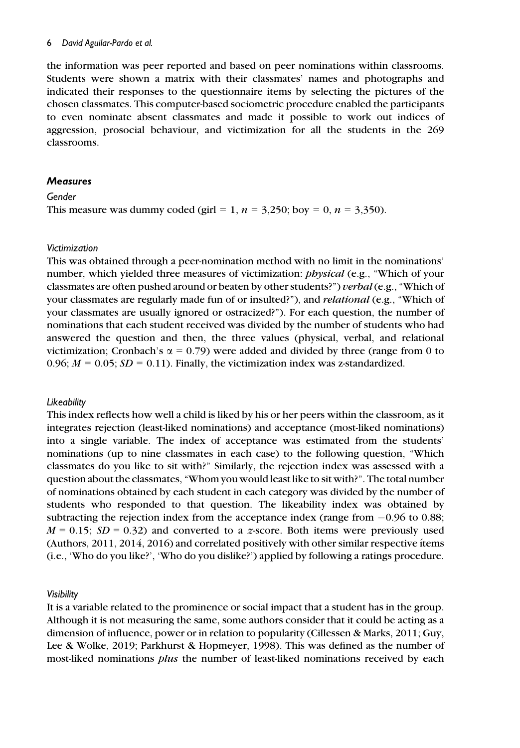the information was peer reported and based on peer nominations within classrooms. Students were shown a matrix with their classmates' names and photographs and indicated their responses to the questionnaire items by selecting the pictures of the chosen classmates. This computer-based sociometric procedure enabled the participants to even nominate absent classmates and made it possible to work out indices of aggression, prosocial behaviour, and victimization for all the students in the 269 classrooms.

## Measures

### Gender

This measure was dummy coded (girl = 1, $n$ = 3,250; boy = 0, $n$ = 3,350).

### Victimization

This was obtained through a peer-nomination method with no limit in the nominations' number, which yielded three measures of victimization: *physical* (e.g., "Which of your classmates are often pushed around or beaten by other students?") *verbal* (e.g., "Which of your classmates are regularly made fun of or insulted?"), and *relational* (e.g., "Which of your classmates are usually ignored or ostracized?"). For each question, the number of nominations that each student received was divided by the number of students who had answered the question and then, the three values (physical, verbal, and relational victimization; Cronbach's $\alpha = 0.79$) were added and divided by three (range from 0 to 0.96; $M = 0.05$; $SD = 0.11$). Finally, the victimization index was z-standardized.

### Likeability

This index reflects how well a child is liked by his or her peers within the classroom, as it integrates rejection (least-liked nominations) and acceptance (most-liked nominations) into a single variable. The index of acceptance was estimated from the students' nominations (up to nine classmates in each case) to the following question, "Which classmates do you like to sit with?" Similarly, the rejection index was assessed with a question about the classmates, "Whom you would least like to sit with?". The total number of nominations obtained by each student in each category was divided by the number of students who responded to that question. The likeability index was obtained by subtracting the rejection index from the acceptance index (range from −0.96 to 0.88; $M = 0.15$; $SD = 0.32$) and converted to a $z$-score. Both items were previously used (Authors, 2011, 2014, 2016) and correlated positively with other similar respective ítems (i.e., 'Who do you like?', 'Who do you dislike?') applied by following a ratings procedure.

### Visibility

It is a variable related to the prominence or social impact that a student has in the group. Although it is not measuring the same, some authors consider that it could be acting as a dimension of influence, power or in relation to popularity (Cillessen & Marks, 2011; Guy, Lee & Wolke, 2019; Parkhurst & Hopmeyer, 1998). This was defined as the number of most-liked nominations *plus* the number of least-liked nominations received by each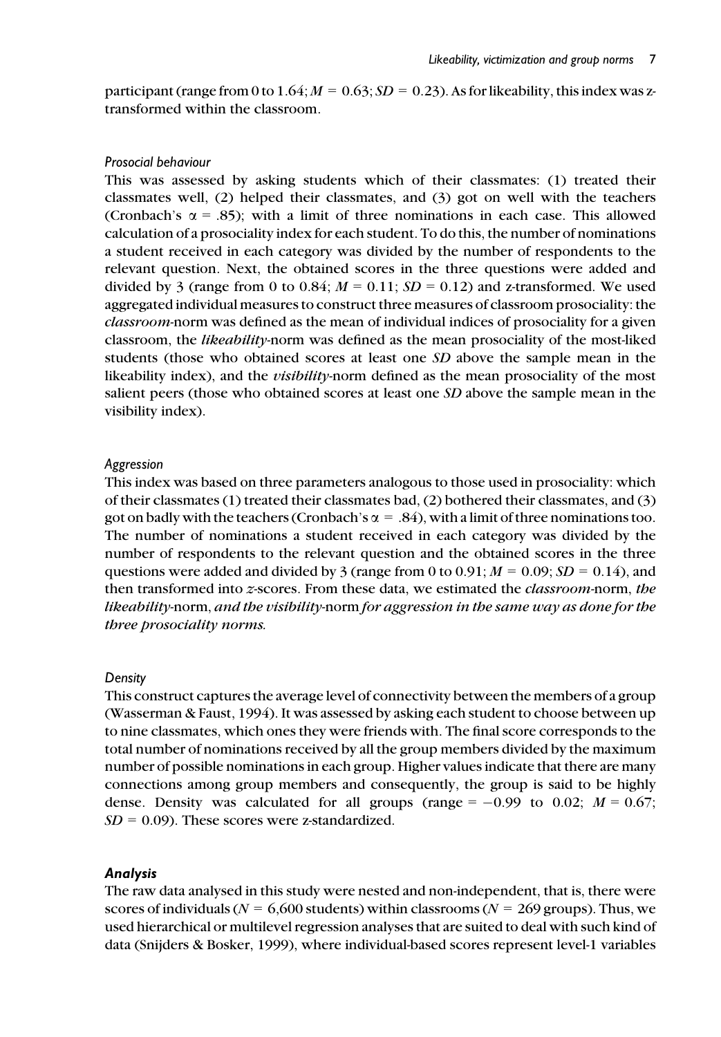participant (range from 0 to 1.64; $M = 0.63$; $SD = 0.23$). As for likeability, this index was z-transformed within the classroom.

### *Prosocial behaviour*

This was assessed by asking students which of their classmates: (1) treated their classmates well, (2) helped their classmates, and (3) got on well with the teachers (Cronbach's $\alpha = .85$); with a limit of three nominations in each case. This allowed calculation of a prosociality index for each student. To do this, the number of nominations a student received in each category was divided by the number of respondents to the relevant question. Next, the obtained scores in the three questions were added and divided by 3 (range from 0 to 0.84; $M = 0.11$; $SD = 0.12$) and z-transformed. We used aggregated individual measures to construct three measures of classroom prosociality: the *classroom*-norm was defined as the mean of individual indices of prosociality for a given classroom, the *likeability*-norm was defined as the mean prosociality of the most-liked students (those who obtained scores at least one *SD* above the sample mean in the likeability index), and the *visibility*-norm defined as the mean prosociality of the most salient peers (those who obtained scores at least one *SD* above the sample mean in the visibility index).

### *Aggression*

This index was based on three parameters analogous to those used in prosociality: which of their classmates (1) treated their classmates bad, (2) bothered their classmates, and (3) got on badly with the teachers (Cronbach's $\alpha = .84$), with a limit of three nominations too. The number of nominations a student received in each category was divided by the number of respondents to the relevant question and the obtained scores in the three questions were added and divided by 3 (range from 0 to 0.91; $M = 0.09$; $SD = 0.14$), and then transformed into *z*-scores. From these data, we estimated the *classroom*-norm, ***the likeability*-norm, *and the visibility*-norm *for aggression in the same way as done for the three prosociality norms.***

### *Density*

This construct captures the average level of connectivity between the members of a group (Wasserman & Faust, 1994). It was assessed by asking each student to choose between up to nine classmates, which ones they were friends with. The final score corresponds to the total number of nominations received by all the group members divided by the maximum number of possible nominations in each group. Higher values indicate that there are many connections among group members and consequently, the group is said to be highly dense. Density was calculated for all groups (range = $-0.99$ to $0.02$; $M = 0.67$; $SD = 0.09$). These scores were z-standardized.

## ***Analysis***

The raw data analysed in this study were nested and non-independent, that is, there were scores of individuals ($N = 6{,}600$ students) within classrooms ($N = 269$ groups). Thus, we used hierarchical or multilevel regression analyses that are suited to deal with such kind of data (Snijders & Bosker, 1999), where individual-based scores represent level-1 variables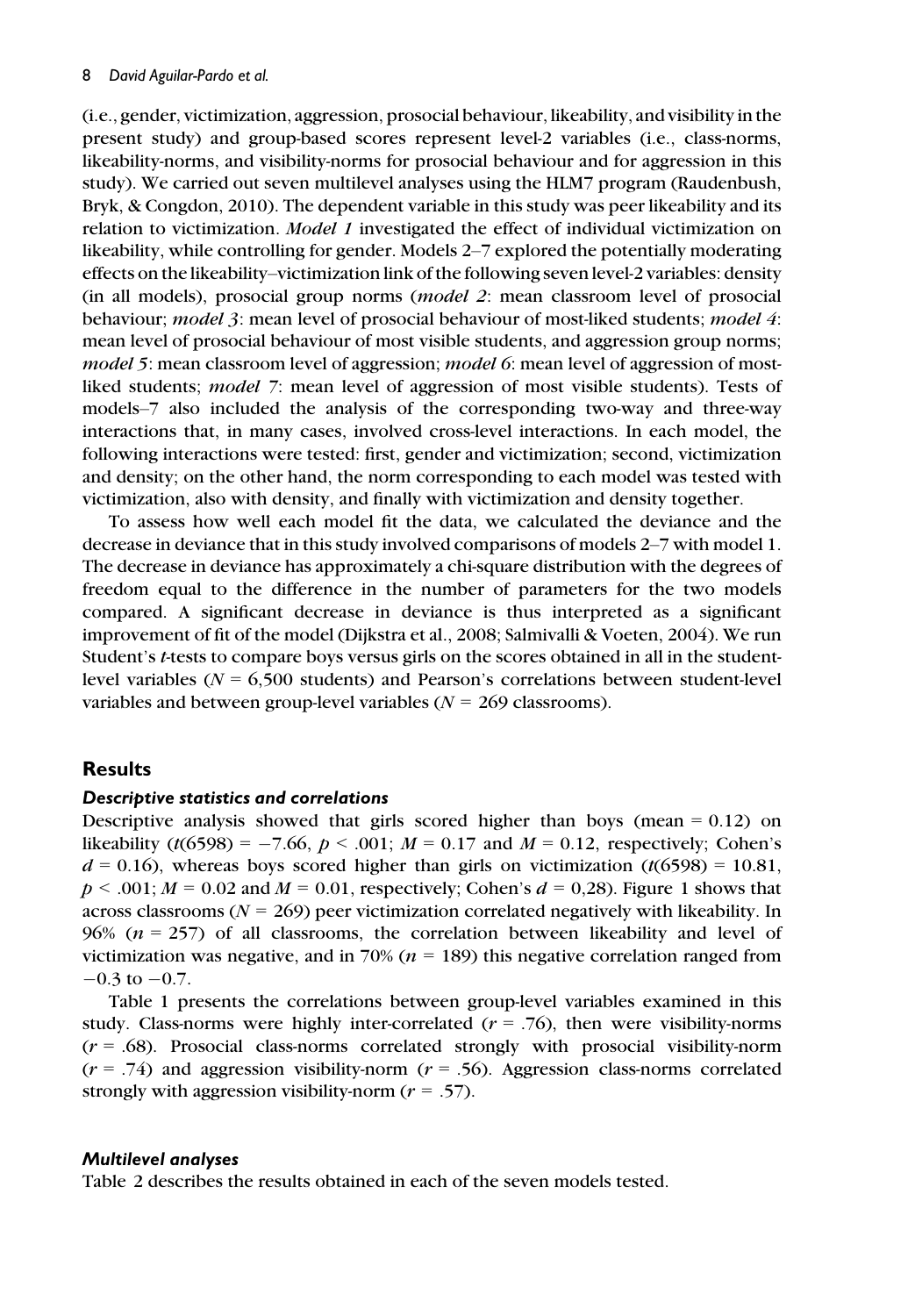(i.e., gender, victimization, aggression, prosocial behaviour, likeability, and visibility in the present study) and group-based scores represent level-2 variables (i.e., class-norms, likeability-norms, and visibility-norms for prosocial behaviour and for aggression in this study). We carried out seven multilevel analyses using the HLM7 program (Raudenbush, Bryk, & Congdon, 2010). The dependent variable in this study was peer likeability and its relation to victimization. *Model 1* investigated the effect of individual victimization on likeability, while controlling for gender. Models 2–7 explored the potentially moderating effects on the likeability–victimization link of the following seven level-2 variables: density (in all models), prosocial group norms (*model 2*: mean classroom level of prosocial behaviour; *model 3*: mean level of prosocial behaviour of most-liked students; *model 4*: mean level of prosocial behaviour of most visible students, and aggression group norms; *model 5*: mean classroom level of aggression; *model 6*: mean level of aggression of most-liked students; *model 7*: mean level of aggression of most visible students). Tests of models–7 also included the analysis of the corresponding two-way and three-way interactions that, in many cases, involved cross-level interactions. In each model, the following interactions were tested: first, gender and victimization; second, victimization and density; on the other hand, the norm corresponding to each model was tested with victimization, also with density, and finally with victimization and density together.

To assess how well each model fit the data, we calculated the deviance and the decrease in deviance that in this study involved comparisons of models 2–7 with model 1. The decrease in deviance has approximately a chi-square distribution with the degrees of freedom equal to the difference in the number of parameters for the two models compared. A significant decrease in deviance is thus interpreted as a significant improvement of fit of the model (Dijkstra et al., 2008; Salmivalli & Voeten, 2004). We run Student's *t*-tests to compare boys versus girls on the scores obtained in all in the student-level variables ($N$ = 6,500 students) and Pearson's correlations between student-level variables and between group-level variables ($N$ = 269 classrooms).

## Results

### *Descriptive statistics and correlations*

Descriptive analysis showed that girls scored higher than boys (mean = 0.12) on likeability ($t(6598) = -7.66$, $p < .001$; $M$ = 0.17 and $M$ = 0.12, respectively; Cohen's $d$ = 0.16), whereas boys scored higher than girls on victimization ($t(6598)$ = 10.81, $p < .001$; $M$ = 0.02 and $M$ = 0.01, respectively; Cohen's $d$ = 0,28). Figure 1 shows that across classrooms ($N$ = 269) peer victimization correlated negatively with likeability. In 96% ($n$ = 257) of all classrooms, the correlation between likeability and level of victimization was negative, and in 70% ($n$ = 189) this negative correlation ranged from −0.3 to −0.7.

Table 1 presents the correlations between group-level variables examined in this study. Class-norms were highly inter-correlated ($r$ = .76), then were visibility-norms ($r$ = .68). Prosocial class-norms correlated strongly with prosocial visibility-norm ($r$ = .74) and aggression visibility-norm ($r$ = .56). Aggression class-norms correlated strongly with aggression visibility-norm ($r$ = .57).

### *Multilevel analyses*

Table 2 describes the results obtained in each of the seven models tested.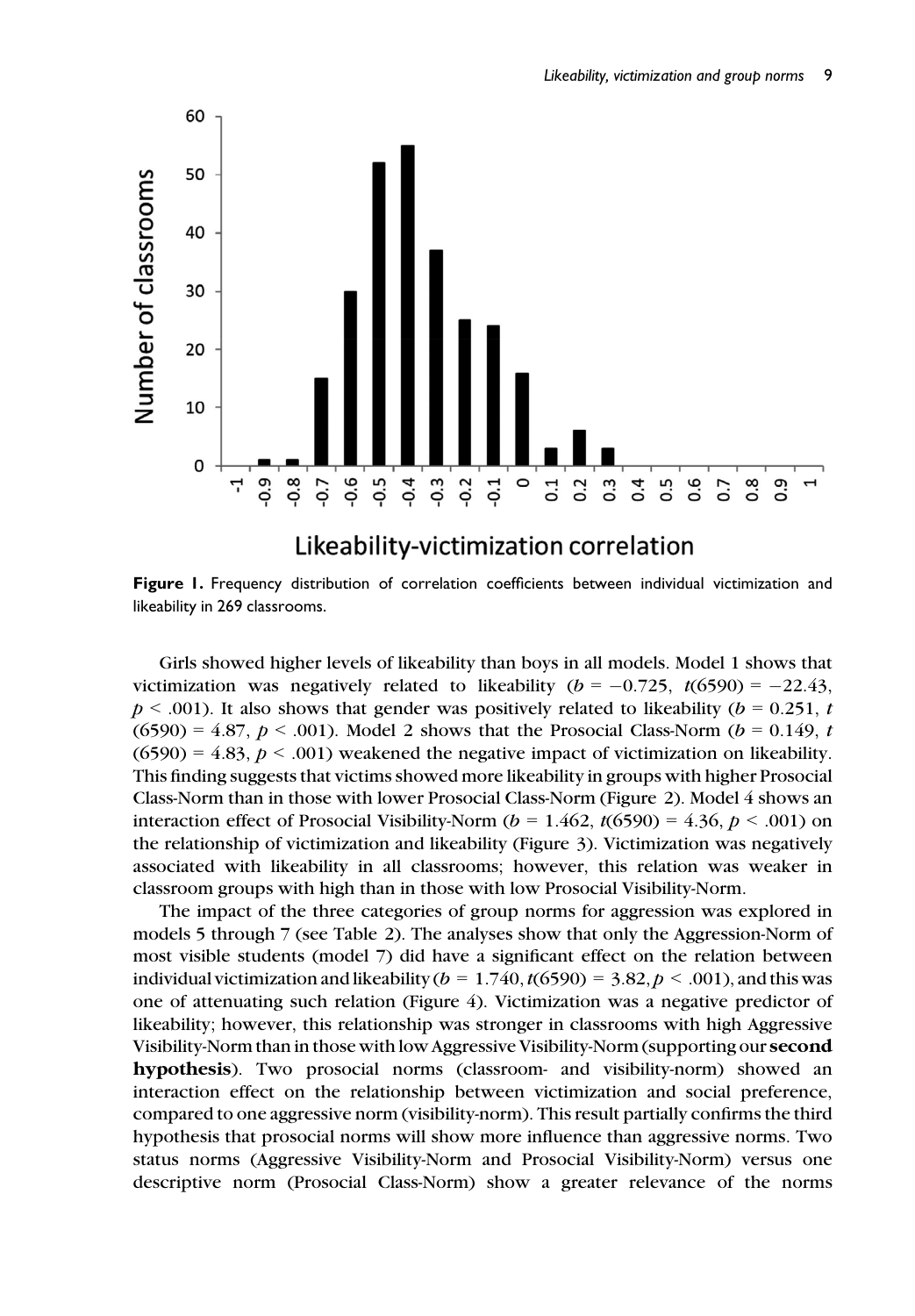**Figure 1.** Frequency distribution of correlation coefficients between individual victimization and likeability in 269 classrooms.

Girls showed higher levels of likeability than boys in all models. Model 1 shows that victimization was negatively related to likeability ($b = -0.725$, $t(6590) = -22.43$, $p < .001$). It also shows that gender was positively related to likeability ($b = 0.251$, $t(6590) = 4.87$, $p < .001$). Model 2 shows that the Prosocial Class-Norm ($b = 0.149$, $t(6590) = 4.83$, $p < .001$) weakened the negative impact of victimization on likeability. This finding suggests that victims showed more likeability in groups with higher Prosocial Class-Norm than in those with lower Prosocial Class-Norm (Figure 2). Model 4 shows an interaction effect of Prosocial Visibility-Norm ($b = 1.462$, $t(6590) = 4.36$, $p < .001$) on the relationship of victimization and likeability (Figure 3). Victimization was negatively associated with likeability in all classrooms; however, this relation was weaker in classroom groups with high than in those with low Prosocial Visibility-Norm.

The impact of the three categories of group norms for aggression was explored in models 5 through 7 (see Table 2). The analyses show that only the Aggression-Norm of most visible students (model 7) did have a significant effect on the relation between individual victimization and likeability ($b = 1.740$, $t(6590) = 3.82$, $p < .001$), and this was one of attenuating such relation (Figure 4). Victimization was a negative predictor of likeability; however, this relationship was stronger in classrooms with high Aggressive Visibility-Norm than in those with low Aggressive Visibility-Norm (supporting our **second hypothesis**). Two prosocial norms (classroom- and visibility-norm) showed an interaction effect on the relationship between victimization and social preference, compared to one aggressive norm (visibility-norm). This result partially confirms the third hypothesis that prosocial norms will show more influence than aggressive norms. Two status norms (Aggressive Visibility-Norm and Prosocial Visibility-Norm) versus one descriptive norm (Prosocial Class-Norm) show a greater relevance of the norms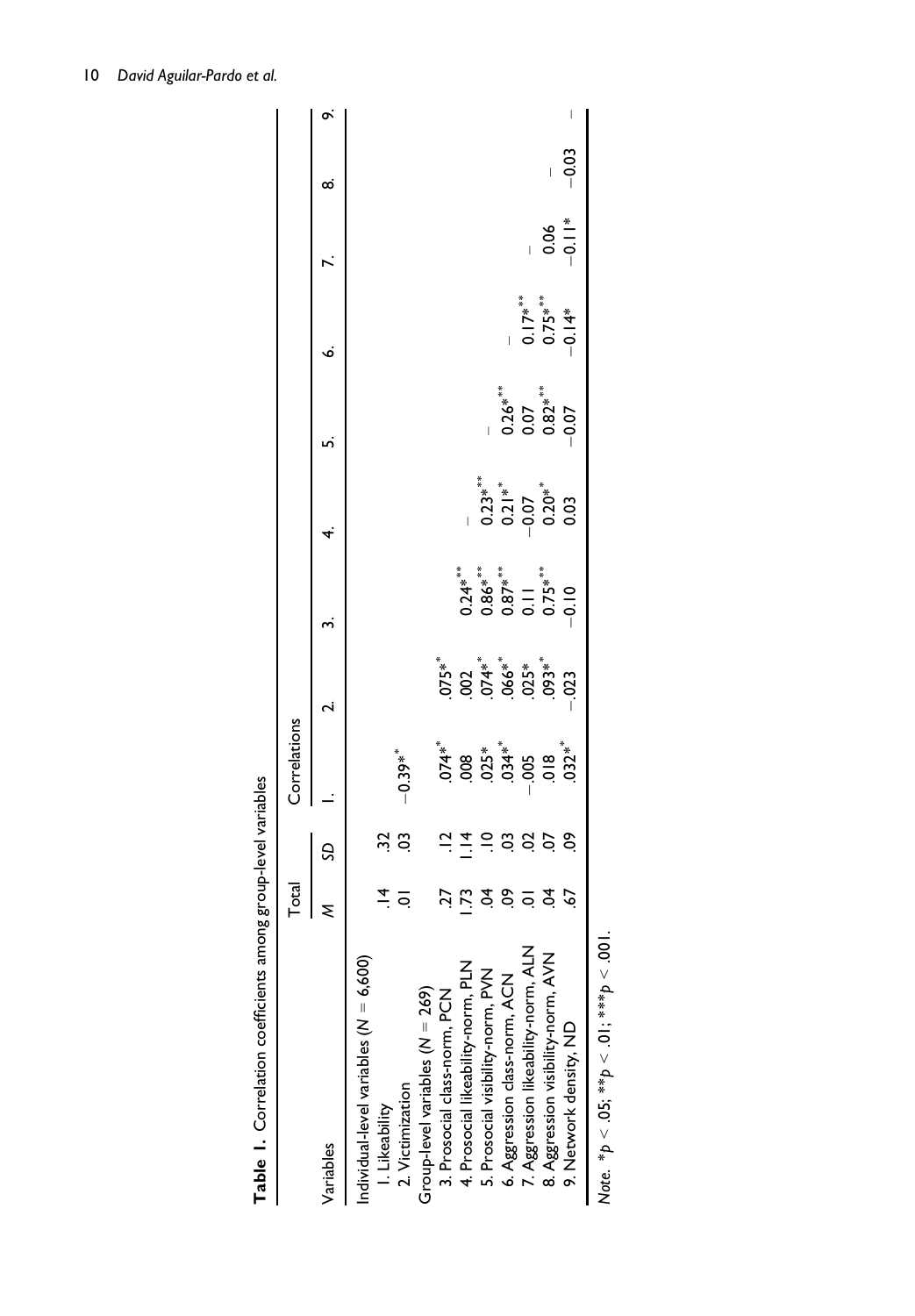**Table 1.** Correlation coefficients among group-level variables

| Variables | Total | | Correlations | | | | | | | | |
|---|---|---|---|---|---|---|---|---|---|---|---|
| | M | SD | 1. | 2. | 3. | 4. | 5. | 6. | 7. | 8. | 9. |
| Individual-level variables (N = 6,600) | | | | | | | | | | | |
| 1. Likeability | .14 | .32 | | | | | | | | | |
| 2. Victimization | .01 | .03 | −0.39** | | | | | | | | |
| Group-level variables (N = 269) | | | | | | | | | | | |
| 3. Prosocial class-norm, PCN | .27 | .12 | .074** | .075** | | | | | | | |
| 4. Prosocial likeability-norm, PLN | 1.73 | 1.14 | .008 | .002 | 0.24*** | – | | | | | |
| 5. Prosocial visibility-norm, PVN | .04 | .10 | .025* | .074** | 0.86*** | 0.23*** | – | | | | |
| 6. Aggression class-norm, ACN | .09 | .03 | .034** | .066** | 0.87*** | 0.21** | 0.26*** | – | | | |
| 7. Aggression likeability-norm, ALN | .01 | .02 | −.005 | .025* | 0.11 | −0.07 | 0.07 | 0.17*** | – | | |
| 8. Aggression visibility-norm, AVN | .04 | .07 | .018 | .093** | 0.75*** | 0.20** | 0.82*** | 0.75*** | 0.06 | – | |
| 9. Network density, ND | .67 | .09 | .032** | −.023 | −0.10 | 0.03 | −0.07 | −0.14* | −0.11* | −0.03 | – |

*Note.* *$p < .05$; **$p < .01$; ***$p < .001$.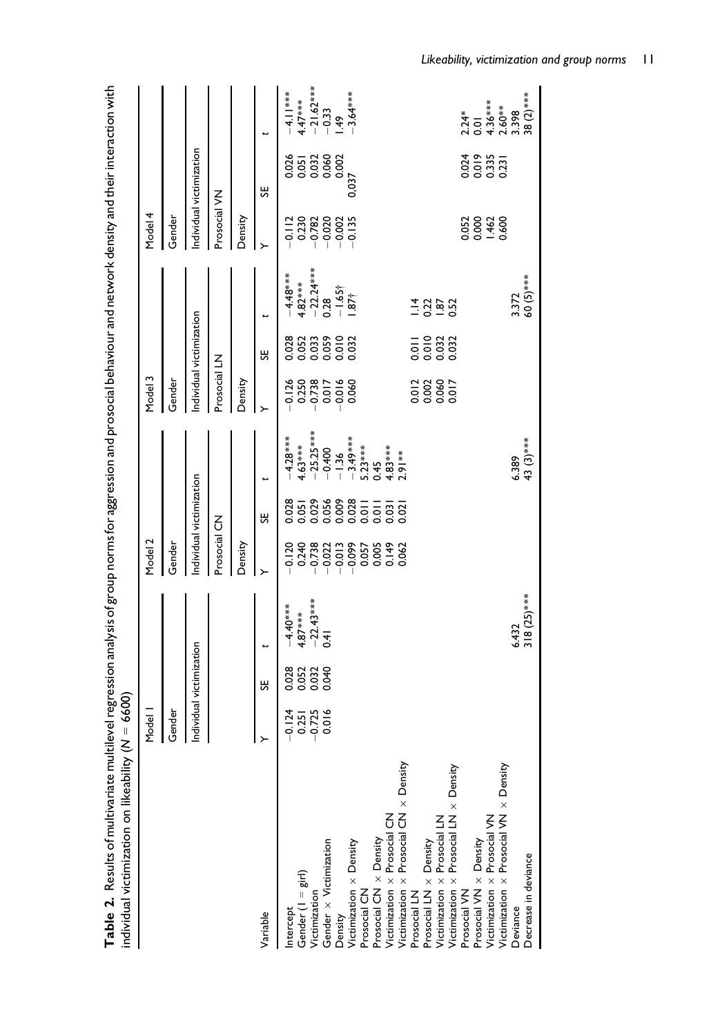**Table 2.** Results of multivariate multilevel regression analysis of group norms for aggression and prosocial behaviour and network density and their interaction with individual victimization on likeability ($N = 6600$)

| Variable | Model 1 | | | Model 2 | | | Model 3 | | | Model 4 | | |
|---|---|---|---|---|---|---|---|---|---|---|---|---|
| | Gender | | | Gender | | | Gender | | | Gender | | |
| | Individual victimization | | | Individual victimization | | | Individual victimization | | | Individual victimization | | |
| | | | | Prosocial CN | | | Prosocial LN | | | Prosocial VN | | |
| | | | | Density | | | Density | | | Density | | |
| | Y | SE | t | Y | SE | t | Y | SE | t | Y | SE | t |
| Intercept | −0.124 | 0.028 | −4.40*** | −0.120 | 0.028 | −4.28*** | −0.126 | 0.028 | −4.48*** | −0.112 | 0.026 | −4.11*** |
| Gender (1 = girl) | 0.251 | 0.052 | 4.87*** | 0.240 | 0.051 | 4.63*** | 0.250 | 0.052 | 4.82*** | 0.230 | 0.051 | 4.47*** |
| Victimization | −0.725 | 0.032 | −22.43*** | −0.738 | 0.029 | −25.25*** | −0.738 | 0.033 | −22.24*** | −0.782 | 0.032 | −21.62*** |
| Gender × Victimization | 0.016 | 0.040 | 0.41 | −0.022 | 0.056 | −0.400 | 0.017 | 0.059 | 0.28 | −0.020 | 0.060 | −0.33 |
| Density | | | | −0.013 | 0.009 | −1.36 | −0.016 | 0.010 | −1.65† | −0.002 | 0.002 | 1.49 |
| Victimization × Density | | | | −0.099 | 0.028 | −3.49*** | 0.060 | 0.032 | 1.87† | −0.135 | 0.037 | −3.64*** |
| Prosocial CN | | | | 0.057 | 0.011 | 5.23*** | | | | | | |
| Prosocial CN × Density | | | | 0.005 | 0.011 | 0.45 | | | | | | |
| Victimization × Prosocial CN | | | | 0.149 | 0.031 | 4.83*** | | | | | | |
| Victimization × Prosocial CN × Density | | | | 0.062 | 0.021 | 2.91** | | | | | | |
| Prosocial LN | | | | | | | 0.012 | 0.011 | 1.14 | | | |
| Prosocial LN × Density | | | | | | | 0.002 | 0.010 | 0.22 | | | |
| Victimization × Prosocial LN | | | | | | | 0.060 | 0.032 | 1.87 | | | |
| Victimization × Prosocial LN × Density | | | | | | | 0.017 | 0.032 | 0.52 | | | |
| Prosocial VN | | | | | | | | | | 0.052 | 0.024 | 2.24* |
| Prosocial VN × Density | | | | | | | | | | 0.000 | 0.019 | 0.01 |
| Victimization × Prosocial VN | | | | | | | | | | 1.462 | 0.335 | 4.36*** |
| Victimization × Prosocial VN × Density | | | | | | | | | | 0.600 | 0.231 | 2.60** |
| Deviance | | | 6.432 | | | 6.389 | | | 3.372 | | | 3.398 |
| Decrease in deviance | | | 318 (25)*** | | | 43 (3)*** | | | 60 (5)*** | | | 38 (2)*** |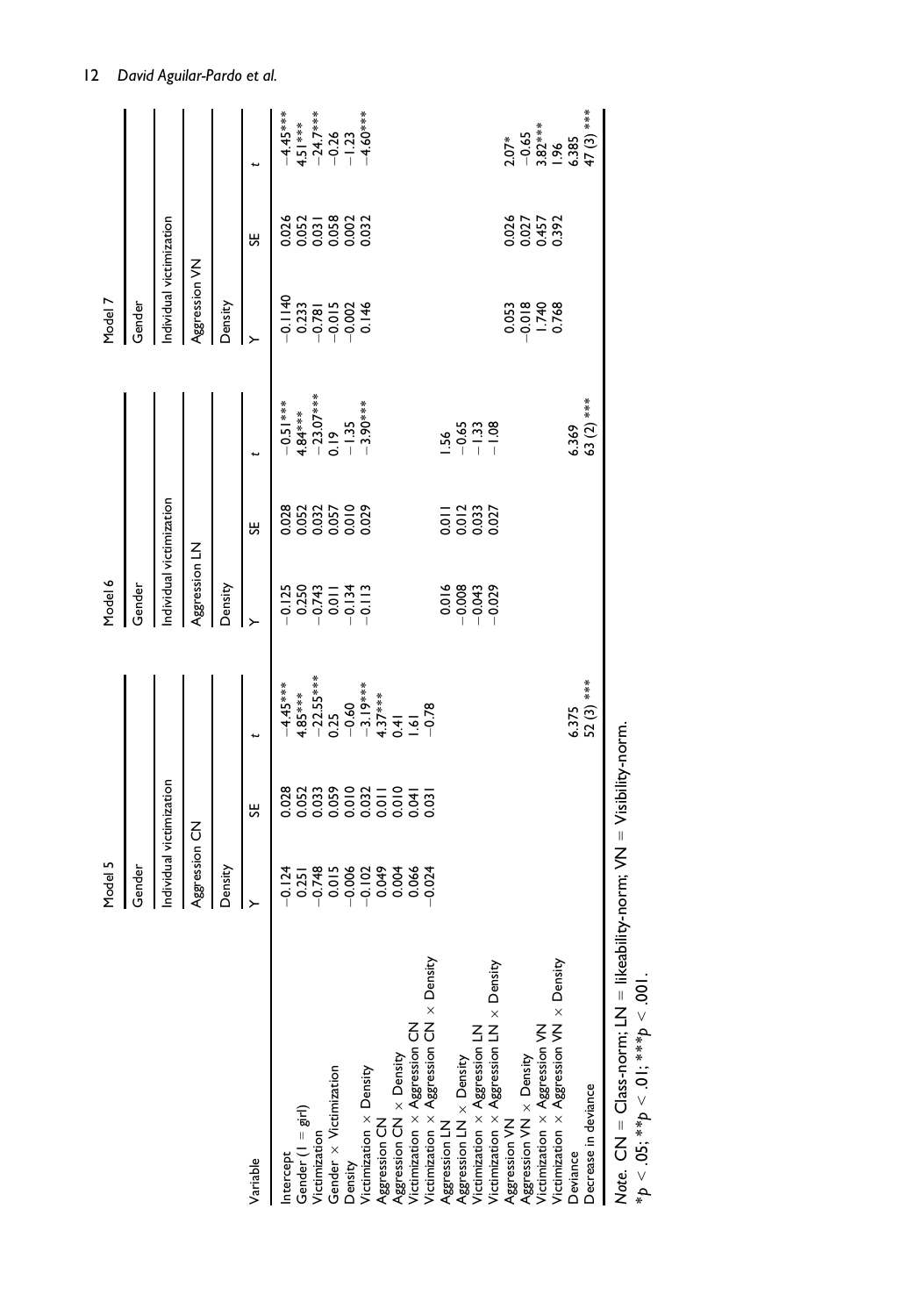| Variable | Model 5 | | | Model 6 | | | Model 7 | | |
|---|---|---|---|---|---|---|---|---|---|
| | Gender | | | Gender | | | Gender | | |
| | Individual victimization | | | Individual victimization | | | Individual victimization | | |
| | Aggression CN | | | Aggression LN | | | Aggression VN | | |
| | Density | | | Density | | | Density | | |
| | Y | SE | t | Y | SE | t | Y | SE | t |
| Intercept | −0.124 | 0.028 | −4.45*** | −0.125 | 0.028 | −0.51*** | −0.1140 | 0.026 | −4.45*** |
| Gender (1 = girl) | 0.251 | 0.052 | 4.85*** | 0.250 | 0.052 | 4.84*** | 0.233 | 0.052 | 4.51*** |
| Victimization | −0.748 | 0.033 | −22.55*** | −0.743 | 0.032 | −23.07*** | −0.781 | 0.031 | −24.7*** |
| Gender × Victimization | 0.015 | 0.059 | 0.25 | 0.011 | 0.057 | 0.19 | −0.015 | 0.058 | −0.26 |
| Density | −0.006 | 0.010 | −0.60 | −0.134 | 0.010 | −1.35 | −0.002 | 0.002 | −1.23 |
| Victimization × Density | −0.102 | 0.032 | −3.19*** | −0.113 | 0.029 | −3.90*** | 0.146 | 0.032 | −4.60*** |
| Aggression CN | 0.049 | 0.011 | 4.37*** | | | | | | |
| Aggression CN × Density | 0.004 | 0.010 | 0.41 | | | | | | |
| Victimization × Aggression CN | 0.066 | 0.041 | 1.61 | | | | | | |
| Victimization × Aggression CN × Density | −0.024 | 0.031 | −0.78 | | | | | | |
| Aggression LN | | | | 0.016 | 0.011 | 1.56 | | | |
| Aggression LN × Density | | | | −0.008 | 0.012 | −0.65 | | | |
| Victimization × Aggression LN | | | | −0.043 | 0.033 | −1.33 | | | |
| Victimization × Aggression LN × Density | | | | −0.029 | 0.027 | −1.08 | | | |
| Aggression VN | | | | | | | 0.053 | 0.026 | 2.07* |
| Aggression VN × Density | | | | | | | −0.018 | 0.027 | −0.65 |
| Victimization × Aggression VN | | | | | | | 1.740 | 0.457 | 3.82*** |
| Victimization × Aggression VN × Density | | | | | | | 0.768 | 0.392 | 1.96 |
| Deviance | | | 6.375 | | | 6.369 | | | 6.385 |
| Decrease in deviance | | | 52 (3) *** | | | 63 (2) *** | | | 47 (3) *** |

*Note.* CN = Class-norm; LN = likeability-norm; VN = Visibility-norm.
*$p < .05$; **$p < .01$; ***$p < .001$.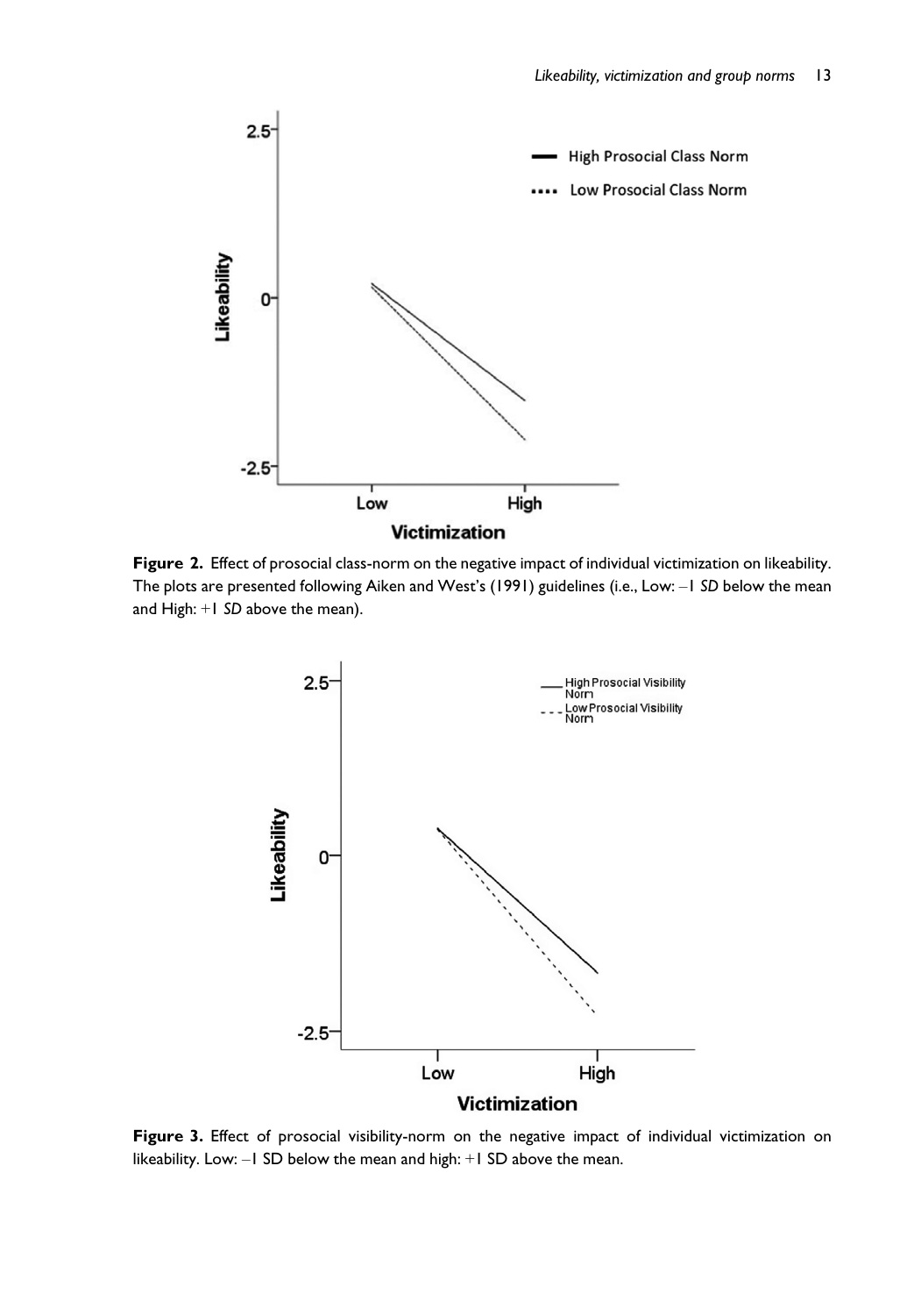**Figure 2.** Effect of prosocial class-norm on the negative impact of individual victimization on likeability. The plots are presented following Aiken and West's (1991) guidelines (i.e., Low: −1 *SD* below the mean and High: +1 *SD* above the mean).

**Figure 3.** Effect of prosocial visibility-norm on the negative impact of individual victimization on likeability. Low: −1 SD below the mean and high: +1 SD above the mean.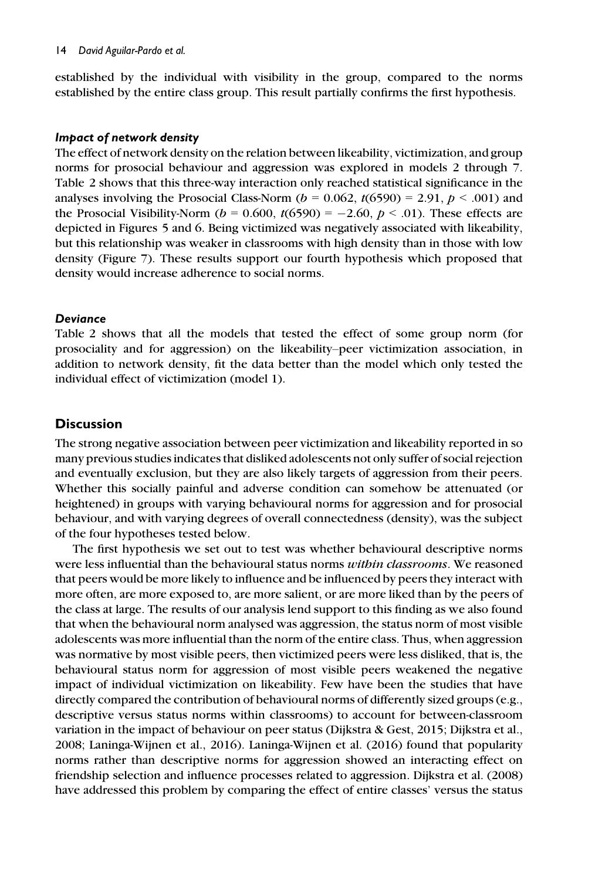established by the individual with visibility in the group, compared to the norms established by the entire class group. This result partially confirms the first hypothesis.

#### *Impact of network density*

The effect of network density on the relation between likeability, victimization, and group norms for prosocial behaviour and aggression was explored in models 2 through 7. Table 2 shows that this three-way interaction only reached statistical significance in the analyses involving the Prosocial Class-Norm ($b$ = 0.062, $t(6590)$ = 2.91, $p$ < .001) and the Prosocial Visibility-Norm ($b$ = 0.600, $t(6590)$ = −2.60, $p$ < .01). These effects are depicted in Figures 5 and 6. Being victimized was negatively associated with likeability, but this relationship was weaker in classrooms with high density than in those with low density (Figure 7). These results support our fourth hypothesis which proposed that density would increase adherence to social norms.

#### *Deviance*

Table 2 shows that all the models that tested the effect of some group norm (for prosociality and for aggression) on the likeability–peer victimization association, in addition to network density, fit the data better than the model which only tested the individual effect of victimization (model 1).

## Discussion

The strong negative association between peer victimization and likeability reported in so many previous studies indicates that disliked adolescents not only suffer of social rejection and eventually exclusion, but they are also likely targets of aggression from their peers. Whether this socially painful and adverse condition can somehow be attenuated (or heightened) in groups with varying behavioural norms for aggression and for prosocial behaviour, and with varying degrees of overall connectedness (density), was the subject of the four hypotheses tested below.

The first hypothesis we set out to test was whether behavioural descriptive norms were less influential than the behavioural status norms *within classrooms*. We reasoned that peers would be more likely to influence and be influenced by peers they interact with more often, are more exposed to, are more salient, or are more liked than by the peers of the class at large. The results of our analysis lend support to this finding as we also found that when the behavioural norm analysed was aggression, the status norm of most visible adolescents was more influential than the norm of the entire class. Thus, when aggression was normative by most visible peers, then victimized peers were less disliked, that is, the behavioural status norm for aggression of most visible peers weakened the negative impact of individual victimization on likeability. Few have been the studies that have directly compared the contribution of behavioural norms of differently sized groups (e.g., descriptive versus status norms within classrooms) to account for between-classroom variation in the impact of behaviour on peer status (Dijkstra & Gest, 2015; Dijkstra et al., 2008; Laninga-Wijnen et al., 2016). Laninga-Wijnen et al. (2016) found that popularity norms rather than descriptive norms for aggression showed an interacting effect on friendship selection and influence processes related to aggression. Dijkstra et al. (2008) have addressed this problem by comparing the effect of entire classes' versus the status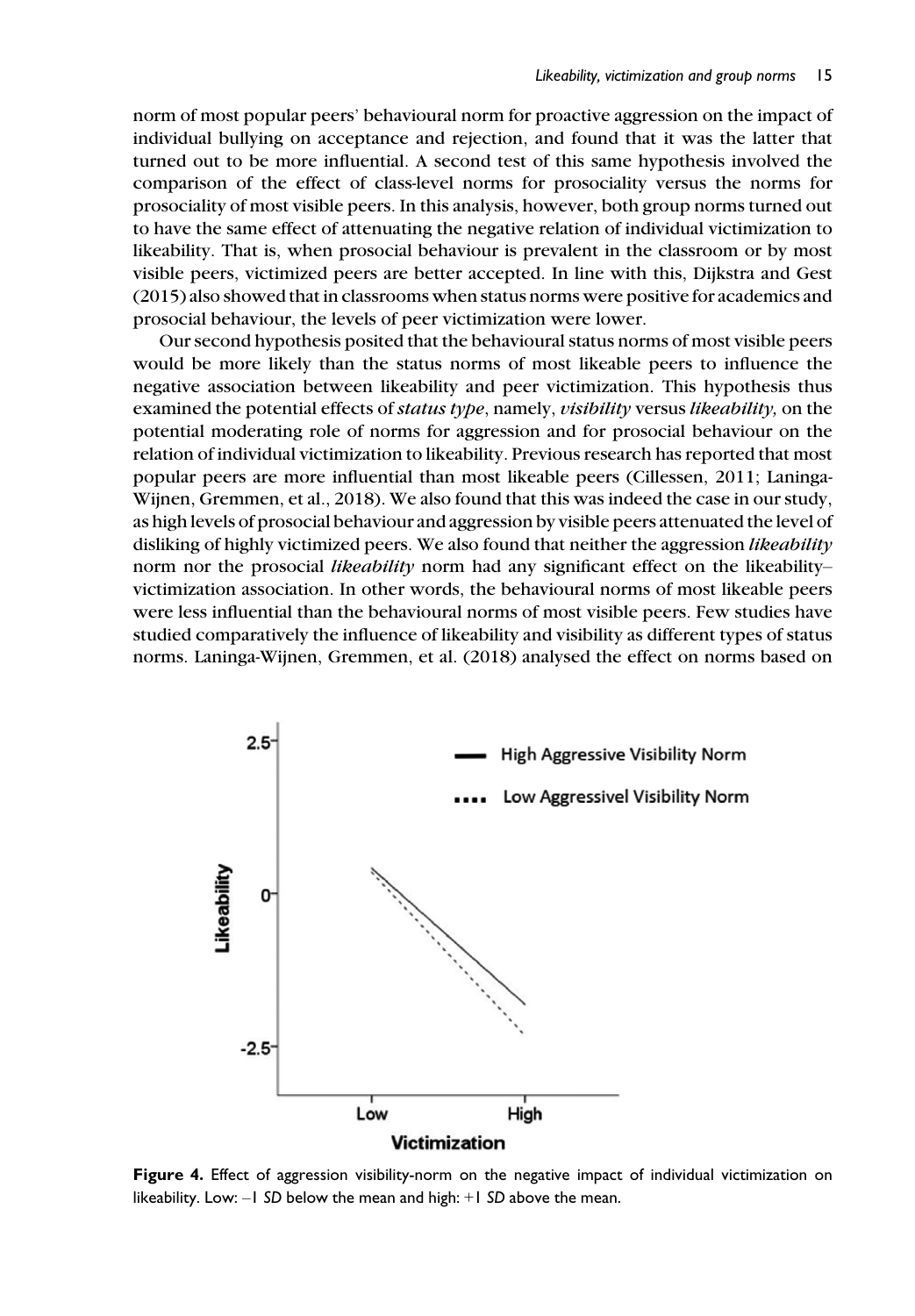norm of most popular peers' behavioural norm for proactive aggression on the impact of individual bullying on acceptance and rejection, and found that it was the latter that turned out to be more influential. A second test of this same hypothesis involved the comparison of the effect of class-level norms for prosociality versus the norms for prosociality of most visible peers. In this analysis, however, both group norms turned out to have the same effect of attenuating the negative relation of individual victimization to likeability. That is, when prosocial behaviour is prevalent in the classroom or by most visible peers, victimized peers are better accepted. In line with this, Dijkstra and Gest (2015) also showed that in classrooms when status norms were positive for academics and prosocial behaviour, the levels of peer victimization were lower.

Our second hypothesis posited that the behavioural status norms of most visible peers would be more likely than the status norms of most likeable peers to influence the negative association between likeability and peer victimization. This hypothesis thus examined the potential effects of *status type*, namely, *visibility* versus *likeability,* on the potential moderating role of norms for aggression and for prosocial behaviour on the relation of individual victimization to likeability. Previous research has reported that most popular peers are more influential than most likeable peers (Cillessen, 2011; Laninga-Wijnen, Gremmen, et al., 2018). We also found that this was indeed the case in our study, as high levels of prosocial behaviour and aggression by visible peers attenuated the level of disliking of highly victimized peers. We also found that neither the aggression *likeability* norm nor the prosocial *likeability* norm had any significant effect on the likeability–victimization association. In other words, the behavioural norms of most likeable peers were less influential than the behavioural norms of most visible peers. Few studies have studied comparatively the influence of likeability and visibility as different types of status norms. Laninga-Wijnen, Gremmen, et al. (2018) analysed the effect on norms based on

**Figure 4.** Effect of aggression visibility-norm on the negative impact of individual victimization on likeability. Low: −1 *SD* below the mean and high: +1 *SD* above the mean.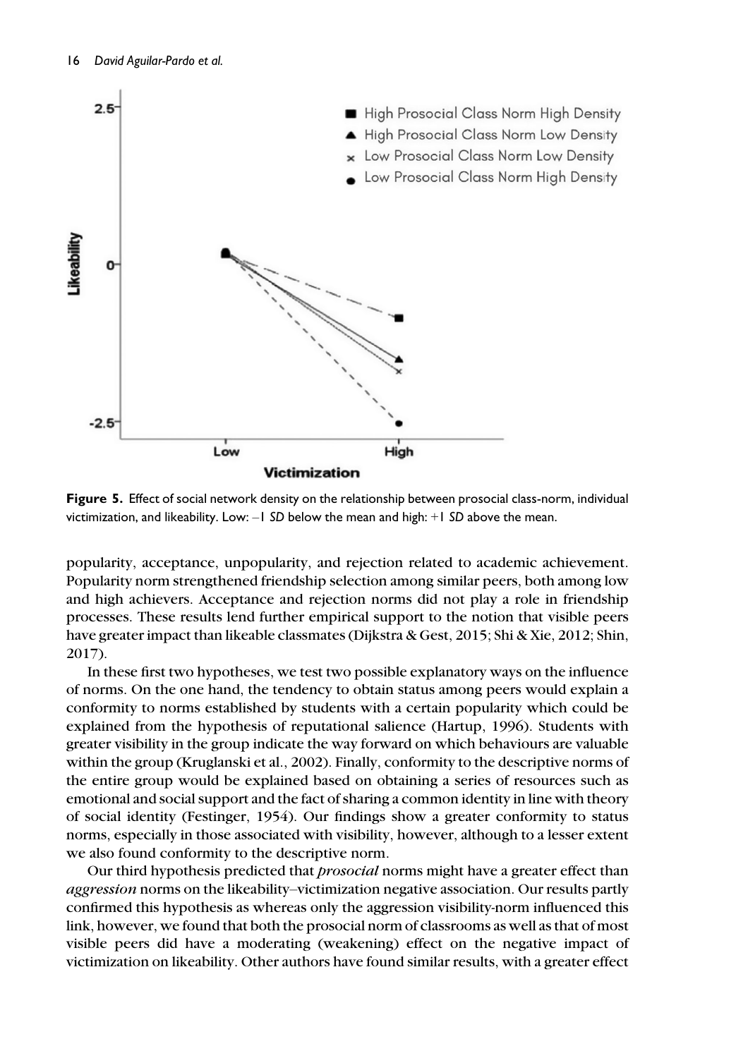**Figure 5.** Effect of social network density on the relationship between prosocial class-norm, individual victimization, and likeability. Low: –1 *SD* below the mean and high: +1 *SD* above the mean.

popularity, acceptance, unpopularity, and rejection related to academic achievement. Popularity norm strengthened friendship selection among similar peers, both among low and high achievers. Acceptance and rejection norms did not play a role in friendship processes. These results lend further empirical support to the notion that visible peers have greater impact than likeable classmates (Dijkstra & Gest, 2015; Shi & Xie, 2012; Shin, 2017).

In these first two hypotheses, we test two possible explanatory ways on the influence of norms. On the one hand, the tendency to obtain status among peers would explain a conformity to norms established by students with a certain popularity which could be explained from the hypothesis of reputational salience (Hartup, 1996). Students with greater visibility in the group indicate the way forward on which behaviours are valuable within the group (Kruglanski et al., 2002). Finally, conformity to the descriptive norms of the entire group would be explained based on obtaining a series of resources such as emotional and social support and the fact of sharing a common identity in line with theory of social identity (Festinger, 1954). Our findings show a greater conformity to status norms, especially in those associated with visibility, however, although to a lesser extent we also found conformity to the descriptive norm.

Our third hypothesis predicted that *prosocial* norms might have a greater effect than *aggression* norms on the likeability–victimization negative association. Our results partly confirmed this hypothesis as whereas only the aggression visibility-norm influenced this link, however, we found that both the prosocial norm of classrooms as well as that of most visible peers did have a moderating (weakening) effect on the negative impact of victimization on likeability. Other authors have found similar results, with a greater effect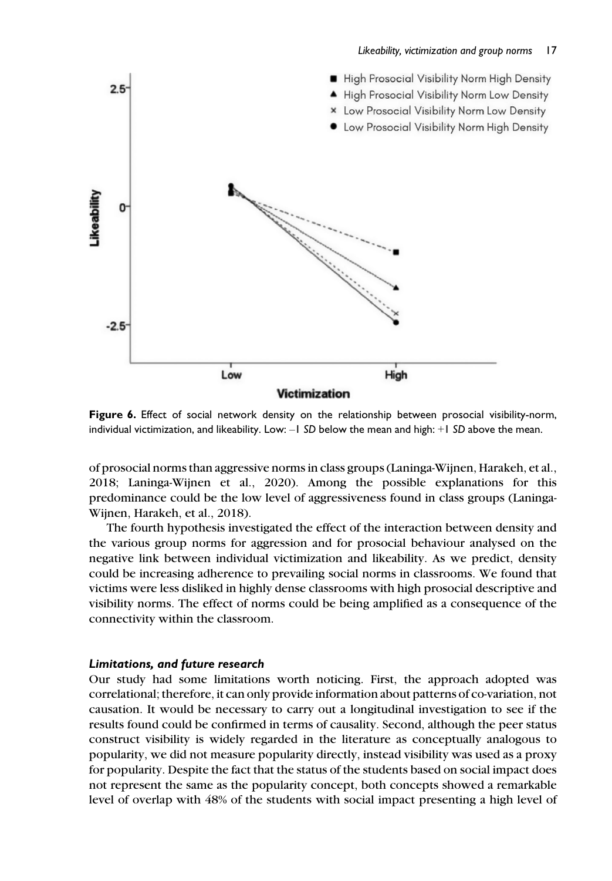**Figure 6.** Effect of social network density on the relationship between prosocial visibility-norm, individual victimization, and likeability. Low: −1 *SD* below the mean and high: +1 *SD* above the mean.

of prosocial norms than aggressive norms in class groups (Laninga-Wijnen, Harakeh, et al., 2018; Laninga-Wijnen et al., 2020). Among the possible explanations for this predominance could be the low level of aggressiveness found in class groups (Laninga-Wijnen, Harakeh, et al., 2018).

The fourth hypothesis investigated the effect of the interaction between density and the various group norms for aggression and for prosocial behaviour analysed on the negative link between individual victimization and likeability. As we predict, density could be increasing adherence to prevailing social norms in classrooms. We found that victims were less disliked in highly dense classrooms with high prosocial descriptive and visibility norms. The effect of norms could be being amplified as a consequence of the connectivity within the classroom.

### *Limitations, and future research*

Our study had some limitations worth noticing. First, the approach adopted was correlational; therefore, it can only provide information about patterns of co-variation, not causation. It would be necessary to carry out a longitudinal investigation to see if the results found could be confirmed in terms of causality. Second, although the peer status construct visibility is widely regarded in the literature as conceptually analogous to popularity, we did not measure popularity directly, instead visibility was used as a proxy for popularity. Despite the fact that the status of the students based on social impact does not represent the same as the popularity concept, both concepts showed a remarkable level of overlap with 48% of the students with social impact presenting a high level of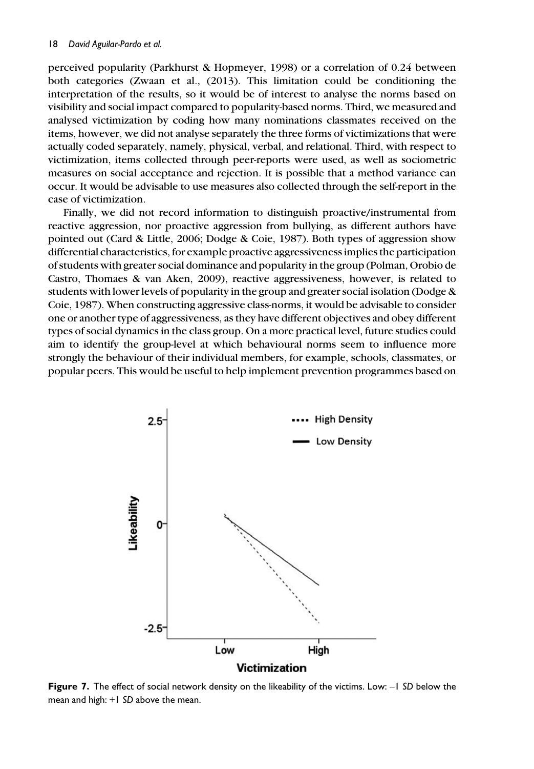perceived popularity (Parkhurst & Hopmeyer, 1998) or a correlation of 0.24 between both categories (Zwaan et al., (2013). This limitation could be conditioning the interpretation of the results, so it would be of interest to analyse the norms based on visibility and social impact compared to popularity-based norms. Third, we measured and analysed victimization by coding how many nominations classmates received on the items, however, we did not analyse separately the three forms of victimizations that were actually coded separately, namely, physical, verbal, and relational. Third, with respect to victimization, items collected through peer-reports were used, as well as sociometric measures on social acceptance and rejection. It is possible that a method variance can occur. It would be advisable to use measures also collected through the self-report in the case of victimization.

Finally, we did not record information to distinguish proactive/instrumental from reactive aggression, nor proactive aggression from bullying, as different authors have pointed out (Card & Little, 2006; Dodge & Coie, 1987). Both types of aggression show differential characteristics, for example proactive aggressiveness implies the participation of students with greater social dominance and popularity in the group (Polman, Orobio de Castro, Thomaes & van Aken, 2009), reactive aggressiveness, however, is related to students with lower levels of popularity in the group and greater social isolation (Dodge & Coie, 1987). When constructing aggressive class-norms, it would be advisable to consider one or another type of aggressiveness, as they have different objectives and obey different types of social dynamics in the class group. On a more practical level, future studies could aim to identify the group-level at which behavioural norms seem to influence more strongly the behaviour of their individual members, for example, schools, classmates, or popular peers. This would be useful to help implement prevention programmes based on

**Figure 7.** The effect of social network density on the likeability of the victims. Low: −1 *SD* below the mean and high: +1 *SD* above the mean.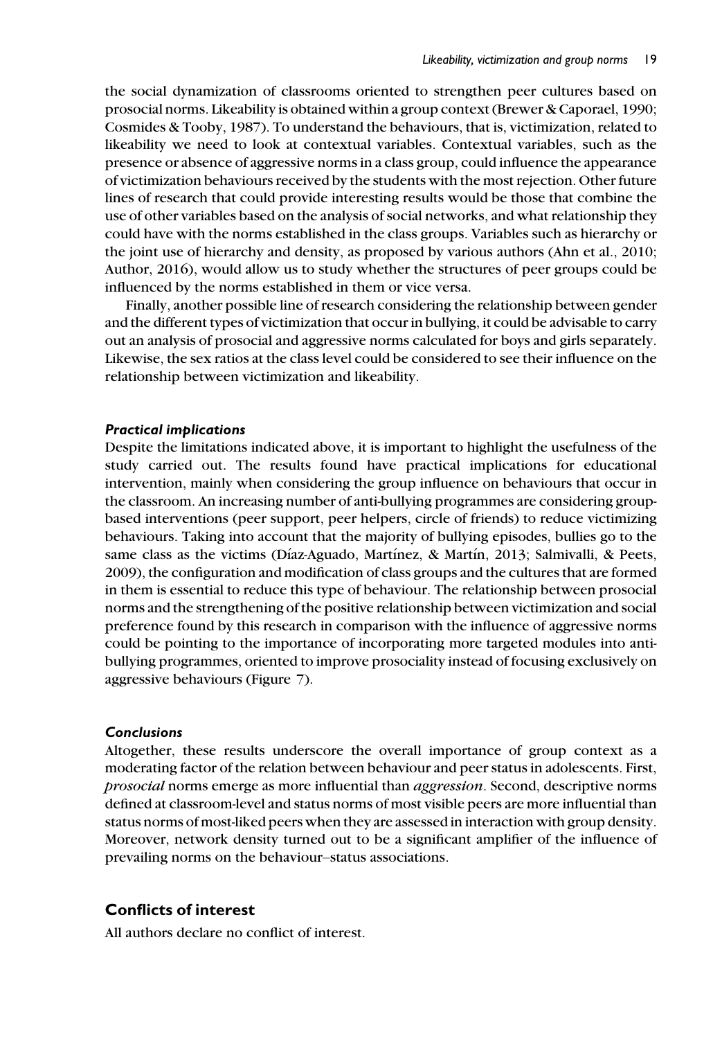the social dynamization of classrooms oriented to strengthen peer cultures based on prosocial norms. Likeability is obtained within a group context (Brewer & Caporael, 1990; Cosmides & Tooby, 1987). To understand the behaviours, that is, victimization, related to likeability we need to look at contextual variables. Contextual variables, such as the presence or absence of aggressive norms in a class group, could influence the appearance of victimization behaviours received by the students with the most rejection. Other future lines of research that could provide interesting results would be those that combine the use of other variables based on the analysis of social networks, and what relationship they could have with the norms established in the class groups. Variables such as hierarchy or the joint use of hierarchy and density, as proposed by various authors (Ahn et al., 2010; Author, 2016), would allow us to study whether the structures of peer groups could be influenced by the norms established in them or vice versa.

Finally, another possible line of research considering the relationship between gender and the different types of victimization that occur in bullying, it could be advisable to carry out an analysis of prosocial and aggressive norms calculated for boys and girls separately. Likewise, the sex ratios at the class level could be considered to see their influence on the relationship between victimization and likeability.

### *Practical implications*

Despite the limitations indicated above, it is important to highlight the usefulness of the study carried out. The results found have practical implications for educational intervention, mainly when considering the group influence on behaviours that occur in the classroom. An increasing number of anti-bullying programmes are considering group-based interventions (peer support, peer helpers, circle of friends) to reduce victimizing behaviours. Taking into account that the majority of bullying episodes, bullies go to the same class as the victims (Díaz-Aguado, Martínez, & Martín, 2013; Salmivalli, & Peets, 2009), the configuration and modification of class groups and the cultures that are formed in them is essential to reduce this type of behaviour. The relationship between prosocial norms and the strengthening of the positive relationship between victimization and social preference found by this research in comparison with the influence of aggressive norms could be pointing to the importance of incorporating more targeted modules into anti-bullying programmes, oriented to improve prosociality instead of focusing exclusively on aggressive behaviours (Figure 7).

### *Conclusions*

Altogether, these results underscore the overall importance of group context as a moderating factor of the relation between behaviour and peer status in adolescents. First, *prosocial* norms emerge as more influential than *aggression*. Second, descriptive norms defined at classroom-level and status norms of most visible peers are more influential than status norms of most-liked peers when they are assessed in interaction with group density. Moreover, network density turned out to be a significant amplifier of the influence of prevailing norms on the behaviour–status associations.

## Conflicts of interest

All authors declare no conflict of interest.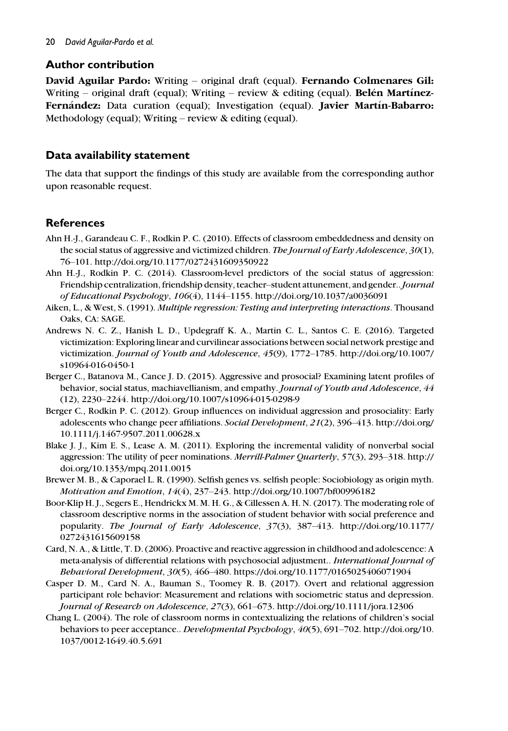## Author contribution

**David Aguilar Pardo:** Writing – original draft (equal). **Fernando Colmenares Gil:** Writing – original draft (equal); Writing – review & editing (equal). **Belén Martínez-Fernández:** Data curation (equal); Investigation (equal). **Javier Martín-Babarro:** Methodology (equal); Writing – review & editing (equal).

## Data availability statement

The data that support the findings of this study are available from the corresponding author upon reasonable request.

## References

Ahn H.-J., Garandeau C. F., Rodkin P. C. (2010). Effects of classroom embeddedness and density on the social status of aggressive and victimized children. *The Journal of Early Adolescence*, *30*(1), 76–101. http://doi.org/10.1177/0272431609350922

Ahn H.-J., Rodkin P. C. (2014). Classroom-level predictors of the social status of aggression: Friendship centralization, friendship density, teacher–student attunement, and gender.. *Journal of Educational Psychology*, *106*(4), 1144–1155. http://doi.org/10.1037/a0036091

Aiken, L., & West, S. (1991). *Multiple regression: Testing and interpreting interactions*. Thousand Oaks, CA: SAGE.

Andrews N. C. Z., Hanish L. D., Updegraff K. A., Martin C. L., Santos C. E. (2016). Targeted victimization: Exploring linear and curvilinear associations between social network prestige and victimization. *Journal of Youth and Adolescence*, *45*(9), 1772–1785. http://doi.org/10.1007/s10964-016-0450-1

Berger C., Batanova M., Cance J. D. (2015). Aggressive and prosocial? Examining latent profiles of behavior, social status, machiavellianism, and empathy. *Journal of Youth and Adolescence*, *44* (12), 2230–2244. http://doi.org/10.1007/s10964-015-0298-9

Berger C., Rodkin P. C. (2012). Group influences on individual aggression and prosociality: Early adolescents who change peer affiliations. *Social Development*, *21*(2), 396–413. http://doi.org/10.1111/j.1467-9507.2011.00628.x

Blake J. J., Kim E. S., Lease A. M. (2011). Exploring the incremental validity of nonverbal social aggression: The utility of peer nominations. *Merrill-Palmer Quarterly*, *57*(3), 293–318. http://doi.org/10.1353/mpq.2011.0015

Brewer M. B., & Caporael L. R. (1990). Selfish genes vs. selfish people: Sociobiology as origin myth. *Motivation and Emotion*, *14*(4), 237–243. http://doi.org/10.1007/bf00996182

Boor-Klip H. J., Segers E., Hendrickx M. M. H. G., & Cillessen A. H. N. (2017). The moderating role of classroom descriptive norms in the association of student behavior with social preference and popularity. *The Journal of Early Adolescence*, *37*(3), 387–413. http://doi.org/10.1177/0272431615609158

Card, N. A., & Little, T. D. (2006). Proactive and reactive aggression in childhood and adolescence: A meta-analysis of differential relations with psychosocial adjustment.. *International Journal of Behavioral Development*, *30*(5), 466–480. https://doi.org/10.1177/0165025406071904

Casper D. M., Card N. A., Bauman S., Toomey R. B. (2017). Overt and relational aggression participant role behavior: Measurement and relations with sociometric status and depression. *Journal of Research on Adolescence*, *27*(3), 661–673. http://doi.org/10.1111/jora.12306

Chang L. (2004). The role of classroom norms in contextualizing the relations of children's social behaviors to peer acceptance.. *Developmental Psychology*, *40*(5), 691–702. http://doi.org/10.1037/0012-1649.40.5.691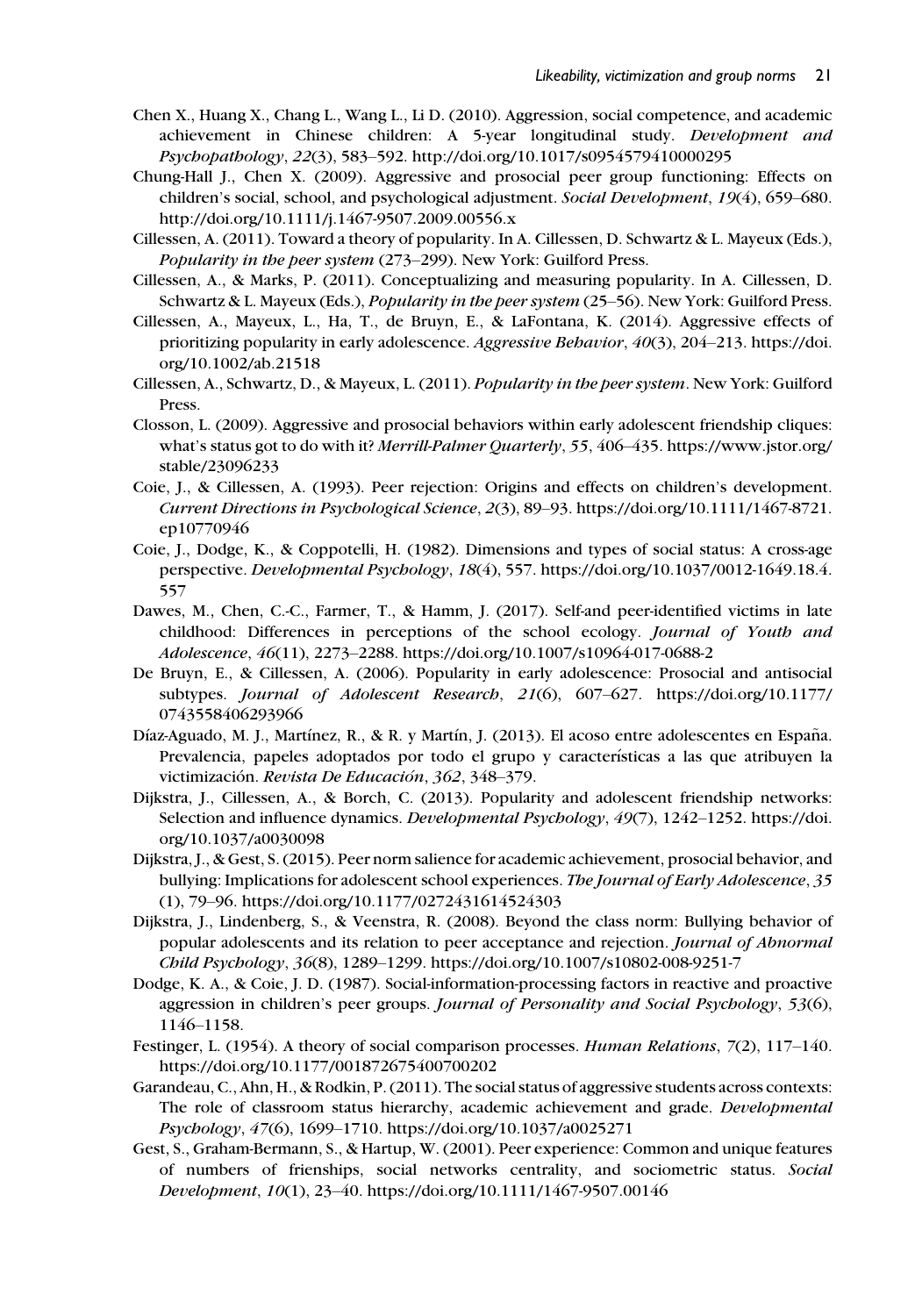Chen X., Huang X., Chang L., Wang L., Li D. (2010). Aggression, social competence, and academic achievement in Chinese children: A 5-year longitudinal study. *Development and Psychopathology*, *22*(3), 583–592. http://doi.org/10.1017/s0954579410000295

Chung-Hall J., Chen X. (2009). Aggressive and prosocial peer group functioning: Effects on children's social, school, and psychological adjustment. *Social Development*, *19*(4), 659–680. http://doi.org/10.1111/j.1467-9507.2009.00556.x

Cillessen, A. (2011). Toward a theory of popularity. In A. Cillessen, D. Schwartz & L. Mayeux (Eds.), *Popularity in the peer system* (273–299). New York: Guilford Press.

Cillessen, A., & Marks, P. (2011). Conceptualizing and measuring popularity. In A. Cillessen, D. Schwartz & L. Mayeux (Eds.), *Popularity in the peer system* (25–56). New York: Guilford Press.

Cillessen, A., Mayeux, L., Ha, T., de Bruyn, E., & LaFontana, K. (2014). Aggressive effects of prioritizing popularity in early adolescence. *Aggressive Behavior*, *40*(3), 204–213. https://doi.org/10.1002/ab.21518

Cillessen, A., Schwartz, D., & Mayeux, L. (2011). *Popularity in the peer system*. New York: Guilford Press.

Closson, L. (2009). Aggressive and prosocial behaviors within early adolescent friendship cliques: what's status got to do with it? *Merrill-Palmer Quarterly*, *55*, 406–435. https://www.jstor.org/stable/23096233

Coie, J., & Cillessen, A. (1993). Peer rejection: Origins and effects on children's development. *Current Directions in Psychological Science*, *2*(3), 89–93. https://doi.org/10.1111/1467-8721.ep10770946

Coie, J., Dodge, K., & Coppotelli, H. (1982). Dimensions and types of social status: A cross-age perspective. *Developmental Psychology*, *18*(4), 557. https://doi.org/10.1037/0012-1649.18.4.557

Dawes, M., Chen, C.-C., Farmer, T., & Hamm, J. (2017). Self-and peer-identified victims in late childhood: Differences in perceptions of the school ecology. *Journal of Youth and Adolescence*, *46*(11), 2273–2288. https://doi.org/10.1007/s10964-017-0688-2

De Bruyn, E., & Cillessen, A. (2006). Popularity in early adolescence: Prosocial and antisocial subtypes. *Journal of Adolescent Research*, *21*(6), 607–627. https://doi.org/10.1177/0743558406293966

Díaz-Aguado, M. J., Martínez, R., & R. y Martín, J. (2013). El acoso entre adolescentes en España. Prevalencia, papeles adoptados por todo el grupo y características a las que atribuyen la victimización. *Revista De Educación*, *362*, 348–379.

Dijkstra, J., Cillessen, A., & Borch, C. (2013). Popularity and adolescent friendship networks: Selection and influence dynamics. *Developmental Psychology*, *49*(7), 1242–1252. https://doi.org/10.1037/a0030098

Dijkstra, J., & Gest, S. (2015). Peer norm salience for academic achievement, prosocial behavior, and bullying: Implications for adolescent school experiences. *The Journal of Early Adolescence*, *35* (1), 79–96. https://doi.org/10.1177/0272431614524303

Dijkstra, J., Lindenberg, S., & Veenstra, R. (2008). Beyond the class norm: Bullying behavior of popular adolescents and its relation to peer acceptance and rejection. *Journal of Abnormal Child Psychology*, *36*(8), 1289–1299. https://doi.org/10.1007/s10802-008-9251-7

Dodge, K. A., & Coie, J. D. (1987). Social-information-processing factors in reactive and proactive aggression in children's peer groups. *Journal of Personality and Social Psychology*, *53*(6), 1146–1158.

Festinger, L. (1954). A theory of social comparison processes. *Human Relations*, *7*(2), 117–140. https://doi.org/10.1177/001872675400700202

Garandeau, C., Ahn, H., & Rodkin, P. (2011). The social status of aggressive students across contexts: The role of classroom status hierarchy, academic achievement and grade. *Developmental Psychology*, *47*(6), 1699–1710. https://doi.org/10.1037/a0025271

Gest, S., Graham-Bermann, S., & Hartup, W. (2001). Peer experience: Common and unique features of numbers of frienships, social networks centrality, and sociometric status. *Social Development*, *10*(1), 23–40. https://doi.org/10.1111/1467-9507.00146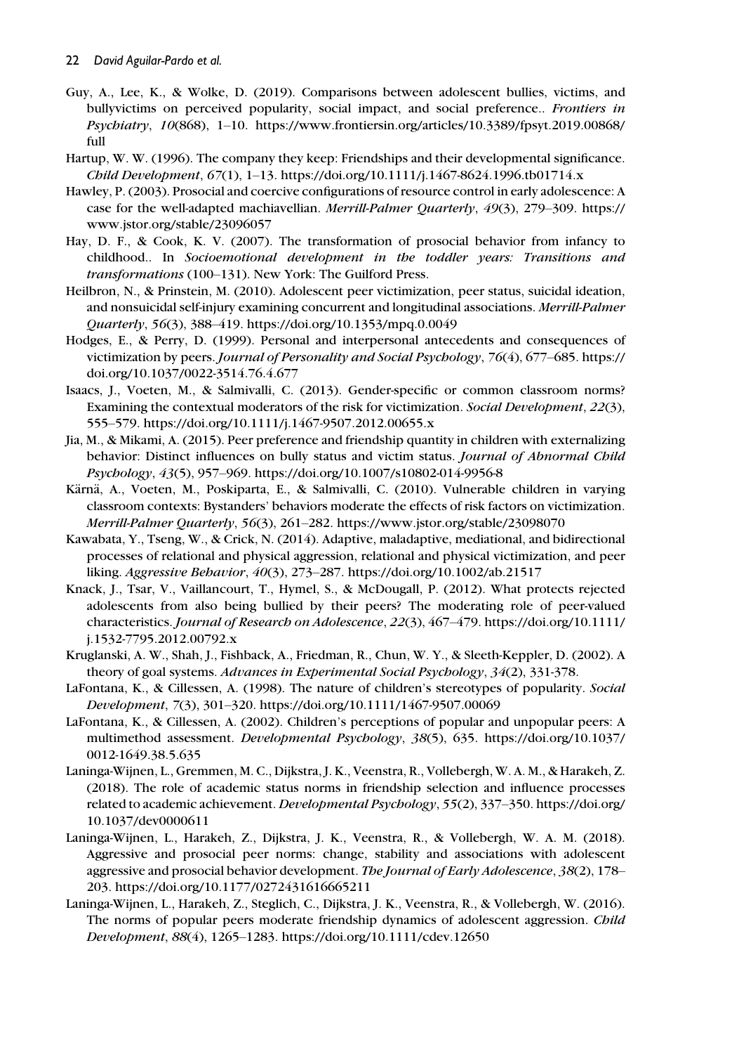Guy, A., Lee, K., & Wolke, D. (2019). Comparisons between adolescent bullies, victims, and bullyvictims on perceived popularity, social impact, and social preference.. *Frontiers in Psychiatry*, *10*(868), 1–10. https://www.frontiersin.org/articles/10.3389/fpsyt.2019.00868/full

Hartup, W. W. (1996). The company they keep: Friendships and their developmental significance. *Child Development*, *67*(1), 1–13. https://doi.org/10.1111/j.1467-8624.1996.tb01714.x

Hawley, P. (2003). Prosocial and coercive configurations of resource control in early adolescence: A case for the well-adapted machiavellian. *Merrill-Palmer Quarterly*, *49*(3), 279–309. https://www.jstor.org/stable/23096057

Hay, D. F., & Cook, K. V. (2007). The transformation of prosocial behavior from infancy to childhood.. In *Socioemotional development in the toddler years: Transitions and transformations* (100–131). New York: The Guilford Press.

Heilbron, N., & Prinstein, M. (2010). Adolescent peer victimization, peer status, suicidal ideation, and nonsuicidal self-injury examining concurrent and longitudinal associations. *Merrill-Palmer Quarterly*, *56*(3), 388–419. https://doi.org/10.1353/mpq.0.0049

Hodges, E., & Perry, D. (1999). Personal and interpersonal antecedents and consequences of victimization by peers. *Journal of Personality and Social Psychology*, *76*(4), 677–685. https://doi.org/10.1037/0022-3514.76.4.677

Isaacs, J., Voeten, M., & Salmivalli, C. (2013). Gender-specific or common classroom norms? Examining the contextual moderators of the risk for victimization. *Social Development*, *22*(3), 555–579. https://doi.org/10.1111/j.1467-9507.2012.00655.x

Jia, M., & Mikami, A. (2015). Peer preference and friendship quantity in children with externalizing behavior: Distinct influences on bully status and victim status. *Journal of Abnormal Child Psychology*, *43*(5), 957–969. https://doi.org/10.1007/s10802-014-9956-8

Kärnä, A., Voeten, M., Poskiparta, E., & Salmivalli, C. (2010). Vulnerable children in varying classroom contexts: Bystanders' behaviors moderate the effects of risk factors on victimization. *Merrill-Palmer Quarterly*, *56*(3), 261–282. https://www.jstor.org/stable/23098070

Kawabata, Y., Tseng, W., & Crick, N. (2014). Adaptive, maladaptive, mediational, and bidirectional processes of relational and physical aggression, relational and physical victimization, and peer liking. *Aggressive Behavior*, *40*(3), 273–287. https://doi.org/10.1002/ab.21517

Knack, J., Tsar, V., Vaillancourt, T., Hymel, S., & McDougall, P. (2012). What protects rejected adolescents from also being bullied by their peers? The moderating role of peer-valued characteristics. *Journal of Research on Adolescence*, *22*(3), 467–479. https://doi.org/10.1111/j.1532-7795.2012.00792.x

Kruglanski, A. W., Shah, J., Fishback, A., Friedman, R., Chun, W. Y., & Sleeth-Keppler, D. (2002). A theory of goal systems. *Advances in Experimental Social Psychology*, *34*(2), 331-378.

LaFontana, K., & Cillessen, A. (1998). The nature of children's stereotypes of popularity. *Social Development*, 7(3), 301–320. https://doi.org/10.1111/1467-9507.00069

LaFontana, K., & Cillessen, A. (2002). Children's perceptions of popular and unpopular peers: A multimethod assessment. *Developmental Psychology*, *38*(5), 635. https://doi.org/10.1037/0012-1649.38.5.635

Laninga-Wijnen, L., Gremmen, M. C., Dijkstra, J. K., Veenstra, R., Vollebergh, W. A. M., & Harakeh, Z. (2018). The role of academic status norms in friendship selection and influence processes related to academic achievement. *Developmental Psychology*, *55*(2), 337–350. https://doi.org/10.1037/dev0000611

Laninga-Wijnen, L., Harakeh, Z., Dijkstra, J. K., Veenstra, R., & Vollebergh, W. A. M. (2018). Aggressive and prosocial peer norms: change, stability and associations with adolescent aggressive and prosocial behavior development. *The Journal of Early Adolescence*, *38*(2), 178–203. https://doi.org/10.1177/0272431616665211

Laninga-Wijnen, L., Harakeh, Z., Steglich, C., Dijkstra, J. K., Veenstra, R., & Vollebergh, W. (2016). The norms of popular peers moderate friendship dynamics of adolescent aggression. *Child Development*, *88*(4), 1265–1283. https://doi.org/10.1111/cdev.12650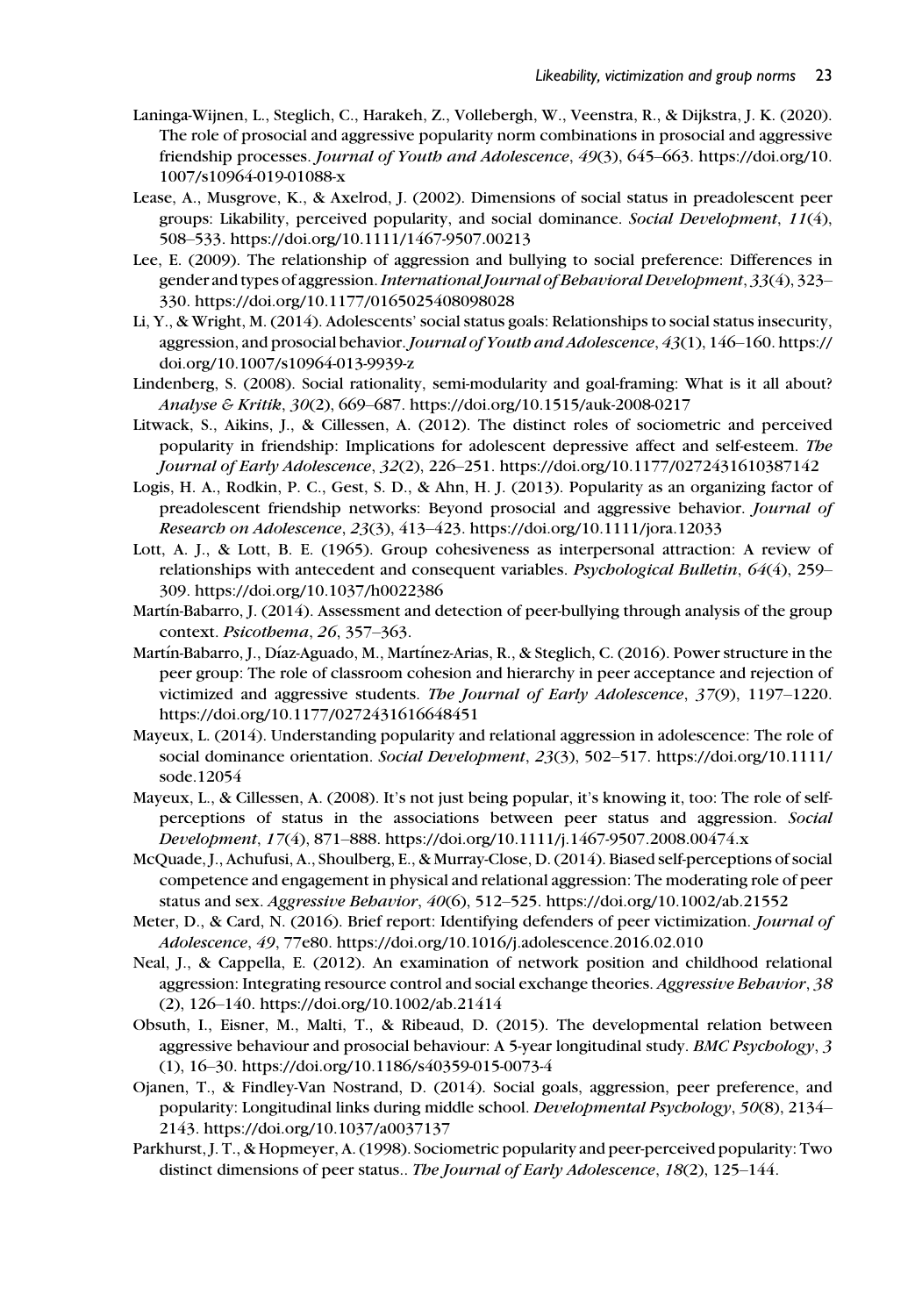Laninga-Wijnen, L., Steglich, C., Harakeh, Z., Vollebergh, W., Veenstra, R., & Dijkstra, J. K. (2020). The role of prosocial and aggressive popularity norm combinations in prosocial and aggressive friendship processes. *Journal of Youth and Adolescence*, *49*(3), 645–663. https://doi.org/10.1007/s10964-019-01088-x

Lease, A., Musgrove, K., & Axelrod, J. (2002). Dimensions of social status in preadolescent peer groups: Likability, perceived popularity, and social dominance. *Social Development*, *11*(4), 508–533. https://doi.org/10.1111/1467-9507.00213

Lee, E. (2009). The relationship of aggression and bullying to social preference: Differences in gender and types of aggression. *International Journal of Behavioral Development*, *33*(4), 323–330. https://doi.org/10.1177/0165025408098028

Li, Y., & Wright, M. (2014). Adolescents' social status goals: Relationships to social status insecurity, aggression, and prosocial behavior. *Journal of Youth and Adolescence*, *43*(1), 146–160. https://doi.org/10.1007/s10964-013-9939-z

Lindenberg, S. (2008). Social rationality, semi-modularity and goal-framing: What is it all about? *Analyse & Kritik*, *30*(2), 669–687. https://doi.org/10.1515/auk-2008-0217

Litwack, S., Aikins, J., & Cillessen, A. (2012). The distinct roles of sociometric and perceived popularity in friendship: Implications for adolescent depressive affect and self-esteem. *The Journal of Early Adolescence*, *32*(2), 226–251. https://doi.org/10.1177/0272431610387142

Logis, H. A., Rodkin, P. C., Gest, S. D., & Ahn, H. J. (2013). Popularity as an organizing factor of preadolescent friendship networks: Beyond prosocial and aggressive behavior. *Journal of Research on Adolescence*, *23*(3), 413–423. https://doi.org/10.1111/jora.12033

Lott, A. J., & Lott, B. E. (1965). Group cohesiveness as interpersonal attraction: A review of relationships with antecedent and consequent variables. *Psychological Bulletin*, *64*(4), 259–309. https://doi.org/10.1037/h0022386

Martín-Babarro, J. (2014). Assessment and detection of peer-bullying through analysis of the group context. *Psicothema*, *26*, 357–363.

Martín-Babarro, J., Díaz-Aguado, M., Martínez-Arias, R., & Steglich, C. (2016). Power structure in the peer group: The role of classroom cohesion and hierarchy in peer acceptance and rejection of victimized and aggressive students. *The Journal of Early Adolescence*, *37*(9), 1197–1220. https://doi.org/10.1177/0272431616648451

Mayeux, L. (2014). Understanding popularity and relational aggression in adolescence: The role of social dominance orientation. *Social Development*, *23*(3), 502–517. https://doi.org/10.1111/sode.12054

Mayeux, L., & Cillessen, A. (2008). It's not just being popular, it's knowing it, too: The role of self-perceptions of status in the associations between peer status and aggression. *Social Development*, *17*(4), 871–888. https://doi.org/10.1111/j.1467-9507.2008.00474.x

McQuade, J., Achufusi, A., Shoulberg, E., & Murray-Close, D. (2014). Biased self-perceptions of social competence and engagement in physical and relational aggression: The moderating role of peer status and sex. *Aggressive Behavior*, *40*(6), 512–525. https://doi.org/10.1002/ab.21552

Meter, D., & Card, N. (2016). Brief report: Identifying defenders of peer victimization. *Journal of Adolescence*, *49*, 77e80. https://doi.org/10.1016/j.adolescence.2016.02.010

Neal, J., & Cappella, E. (2012). An examination of network position and childhood relational aggression: Integrating resource control and social exchange theories. *Aggressive Behavior*, *38*(2), 126–140. https://doi.org/10.1002/ab.21414

Obsuth, I., Eisner, M., Malti, T., & Ribeaud, D. (2015). The developmental relation between aggressive behaviour and prosocial behaviour: A 5-year longitudinal study. *BMC Psychology*, *3*(1), 16–30. https://doi.org/10.1186/s40359-015-0073-4

Ojanen, T., & Findley-Van Nostrand, D. (2014). Social goals, aggression, peer preference, and popularity: Longitudinal links during middle school. *Developmental Psychology*, *50*(8), 2134–2143. https://doi.org/10.1037/a0037137

Parkhurst, J. T., & Hopmeyer, A. (1998). Sociometric popularity and peer-perceived popularity: Two distinct dimensions of peer status.. *The Journal of Early Adolescence*, *18*(2), 125–144.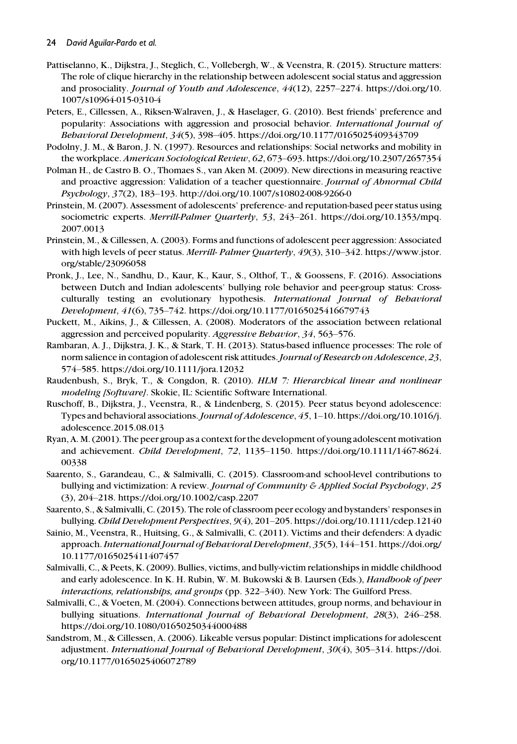Pattiselanno, K., Dijkstra, J., Steglich, C., Vollebergh, W., & Veenstra, R. (2015). Structure matters: The role of clique hierarchy in the relationship between adolescent social status and aggression and prosociality. *Journal of Youth and Adolescence*, *44*(12), 2257–2274. https://doi.org/10.1007/s10964-015-0310-4

Peters, E., Cillessen, A., Riksen-Walraven, J., & Haselager, G. (2010). Best friends' preference and popularity: Associations with aggression and prosocial behavior. *International Journal of Behavioral Development*, *34*(5), 398–405. https://doi.org/10.1177/0165025409343709

Podolny, J. M., & Baron, J. N. (1997). Resources and relationships: Social networks and mobility in the workplace. *American Sociological Review*, *62*, 673–693. https://doi.org/10.2307/2657354

Polman H., de Castro B. O., Thomaes S., van Aken M. (2009). New directions in measuring reactive and proactive aggression: Validation of a teacher questionnaire. *Journal of Abnormal Child Psychology*, *37*(2), 183–193. http://doi.org/10.1007/s10802-008-9266-0

Prinstein, M. (2007). Assessment of adolescents' preference- and reputation-based peer status using sociometric experts. *Merrill-Palmer Quarterly*, *53*, 243–261. https://doi.org/10.1353/mpq.2007.0013

Prinstein, M., & Cillessen, A. (2003). Forms and functions of adolescent peer aggression: Associated with high levels of peer status. *Merrill- Palmer Quarterly*, *49*(3), 310–342. https://www.jstor.org/stable/23096058

Pronk, J., Lee, N., Sandhu, D., Kaur, K., Kaur, S., Olthof, T., & Goossens, F. (2016). Associations between Dutch and Indian adolescents' bullying role behavior and peer-group status: Cross-culturally testing an evolutionary hypothesis. *International Journal of Behavioral Development*, *41*(6), 735–742. https://doi.org/10.1177/0165025416679743

Puckett, M., Aikins, J., & Cillessen, A. (2008). Moderators of the association between relational aggression and perceived popularity. *Aggressive Behavior*, *34*, 563–576.

Rambaran, A. J., Dijkstra, J. K., & Stark, T. H. (2013). Status-based influence processes: The role of norm salience in contagion of adolescent risk attitudes. *Journal of Research on Adolescence*, *23*, 574–585. https://doi.org/10.1111/jora.12032

Raudenbush, S., Bryk, T., & Congdon, R. (2010). *HLM 7: Hierarchical linear and nonlinear modeling [Software]*. Skokie, IL: Scientific Software International.

Ruschoff, B., Dijkstra, J., Veenstra, R., & Lindenberg, S. (2015). Peer status beyond adolescence: Types and behavioral associations. *Journal of Adolescence*, *45*, 1–10. https://doi.org/10.1016/j.adolescence.2015.08.013

Ryan, A. M. (2001). The peer group as a context for the development of young adolescent motivation and achievement. *Child Development*, *72*, 1135–1150. https://doi.org/10.1111/1467-8624.00338

Saarento, S., Garandeau, C., & Salmivalli, C. (2015). Classroom-and school-level contributions to bullying and victimization: A review. *Journal of Community & Applied Social Psychology*, *25* (3), 204–218. https://doi.org/10.1002/casp.2207

Saarento, S., & Salmivalli, C. (2015). The role of classroom peer ecology and bystanders' responses in bullying. *Child Development Perspectives*, *9*(4), 201–205. https://doi.org/10.1111/cdep.12140

Sainio, M., Veenstra, R., Huitsing, G., & Salmivalli, C. (2011). Victims and their defenders: A dyadic approach. *International Journal of Behavioral Development*, *35*(5), 144–151. https://doi.org/10.1177/0165025411407457

Salmivalli, C., & Peets, K. (2009). Bullies, victims, and bully-victim relationships in middle childhood and early adolescence. In K. H. Rubin, W. M. Bukowski & B. Laursen (Eds.), *Handbook of peer interactions, relationships, and groups* (pp. 322–340). New York: The Guilford Press.

Salmivalli, C., & Voeten, M. (2004). Connections between attitudes, group norms, and behaviour in bullying situations. *International Journal of Behavioral Development*, *28*(3), 246–258. https://doi.org/10.1080/01650250344000488

Sandstrom, M., & Cillessen, A. (2006). Likeable versus popular: Distinct implications for adolescent adjustment. *International Journal of Behavioral Development*, *30*(4), 305–314. https://doi.org/10.1177/0165025406072789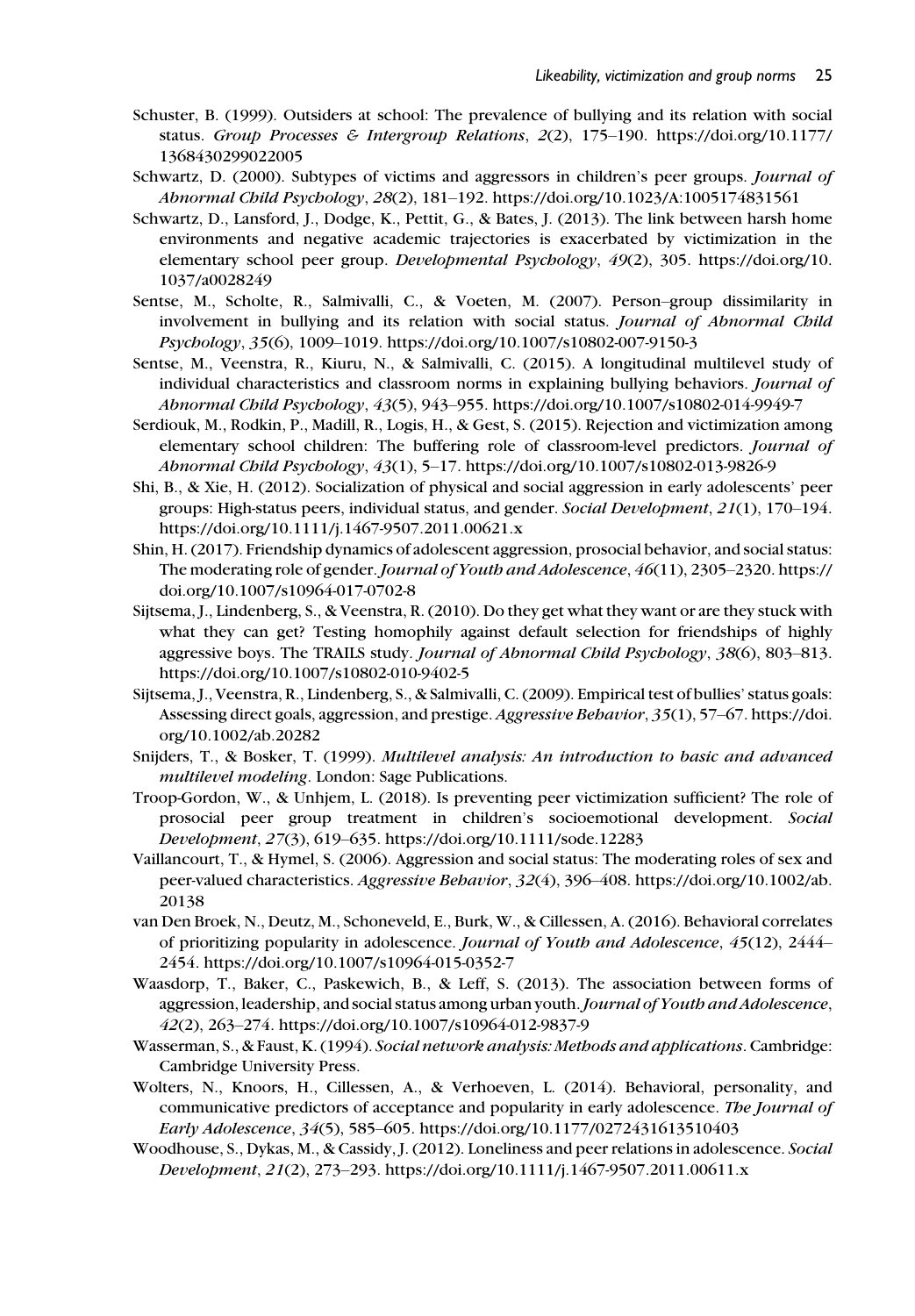Schuster, B. (1999). Outsiders at school: The prevalence of bullying and its relation with social status. *Group Processes & Intergroup Relations*, *2*(2), 175–190. https://doi.org/10.1177/1368430299022005

Schwartz, D. (2000). Subtypes of victims and aggressors in children's peer groups. *Journal of Abnormal Child Psychology*, *28*(2), 181–192. https://doi.org/10.1023/A:1005174831561

Schwartz, D., Lansford, J., Dodge, K., Pettit, G., & Bates, J. (2013). The link between harsh home environments and negative academic trajectories is exacerbated by victimization in the elementary school peer group. *Developmental Psychology*, *49*(2), 305. https://doi.org/10.1037/a0028249

Sentse, M., Scholte, R., Salmivalli, C., & Voeten, M. (2007). Person–group dissimilarity in involvement in bullying and its relation with social status. *Journal of Abnormal Child Psychology*, *35*(6), 1009–1019. https://doi.org/10.1007/s10802-007-9150-3

Sentse, M., Veenstra, R., Kiuru, N., & Salmivalli, C. (2015). A longitudinal multilevel study of individual characteristics and classroom norms in explaining bullying behaviors. *Journal of Abnormal Child Psychology*, *43*(5), 943–955. https://doi.org/10.1007/s10802-014-9949-7

Serdiouk, M., Rodkin, P., Madill, R., Logis, H., & Gest, S. (2015). Rejection and victimization among elementary school children: The buffering role of classroom-level predictors. *Journal of Abnormal Child Psychology*, *43*(1), 5–17. https://doi.org/10.1007/s10802-013-9826-9

Shi, B., & Xie, H. (2012). Socialization of physical and social aggression in early adolescents' peer groups: High-status peers, individual status, and gender. *Social Development*, *21*(1), 170–194. https://doi.org/10.1111/j.1467-9507.2011.00621.x

Shin, H. (2017). Friendship dynamics of adolescent aggression, prosocial behavior, and social status: The moderating role of gender. *Journal of Youth and Adolescence*, *46*(11), 2305–2320. https://doi.org/10.1007/s10964-017-0702-8

Sijtsema, J., Lindenberg, S., & Veenstra, R. (2010). Do they get what they want or are they stuck with what they can get? Testing homophily against default selection for friendships of highly aggressive boys. The TRAILS study. *Journal of Abnormal Child Psychology*, *38*(6), 803–813. https://doi.org/10.1007/s10802-010-9402-5

Sijtsema, J., Veenstra, R., Lindenberg, S., & Salmivalli, C. (2009). Empirical test of bullies' status goals: Assessing direct goals, aggression, and prestige. *Aggressive Behavior*, *35*(1), 57–67. https://doi.org/10.1002/ab.20282

Snijders, T., & Bosker, T. (1999). *Multilevel analysis: An introduction to basic and advanced multilevel modeling*. London: Sage Publications.

Troop-Gordon, W., & Unhjem, L. (2018). Is preventing peer victimization sufficient? The role of prosocial peer group treatment in children's socioemotional development. *Social Development*, *27*(3), 619–635. https://doi.org/10.1111/sode.12283

Vaillancourt, T., & Hymel, S. (2006). Aggression and social status: The moderating roles of sex and peer-valued characteristics. *Aggressive Behavior*, *32*(4), 396–408. https://doi.org/10.1002/ab.20138

van Den Broek, N., Deutz, M., Schoneveld, E., Burk, W., & Cillessen, A. (2016). Behavioral correlates of prioritizing popularity in adolescence. *Journal of Youth and Adolescence*, *45*(12), 2444–2454. https://doi.org/10.1007/s10964-015-0352-7

Waasdorp, T., Baker, C., Paskewich, B., & Leff, S. (2013). The association between forms of aggression, leadership, and social status among urban youth. *Journal of Youth and Adolescence*, *42*(2), 263–274. https://doi.org/10.1007/s10964-012-9837-9

Wasserman, S., & Faust, K. (1994). *Social network analysis: Methods and applications*. Cambridge: Cambridge University Press.

Wolters, N., Knoors, H., Cillessen, A., & Verhoeven, L. (2014). Behavioral, personality, and communicative predictors of acceptance and popularity in early adolescence. *The Journal of Early Adolescence*, *34*(5), 585–605. https://doi.org/10.1177/0272431613510403

Woodhouse, S., Dykas, M., & Cassidy, J. (2012). Loneliness and peer relations in adolescence. *Social Development*, *21*(2), 273–293. https://doi.org/10.1111/j.1467-9507.2011.00611.x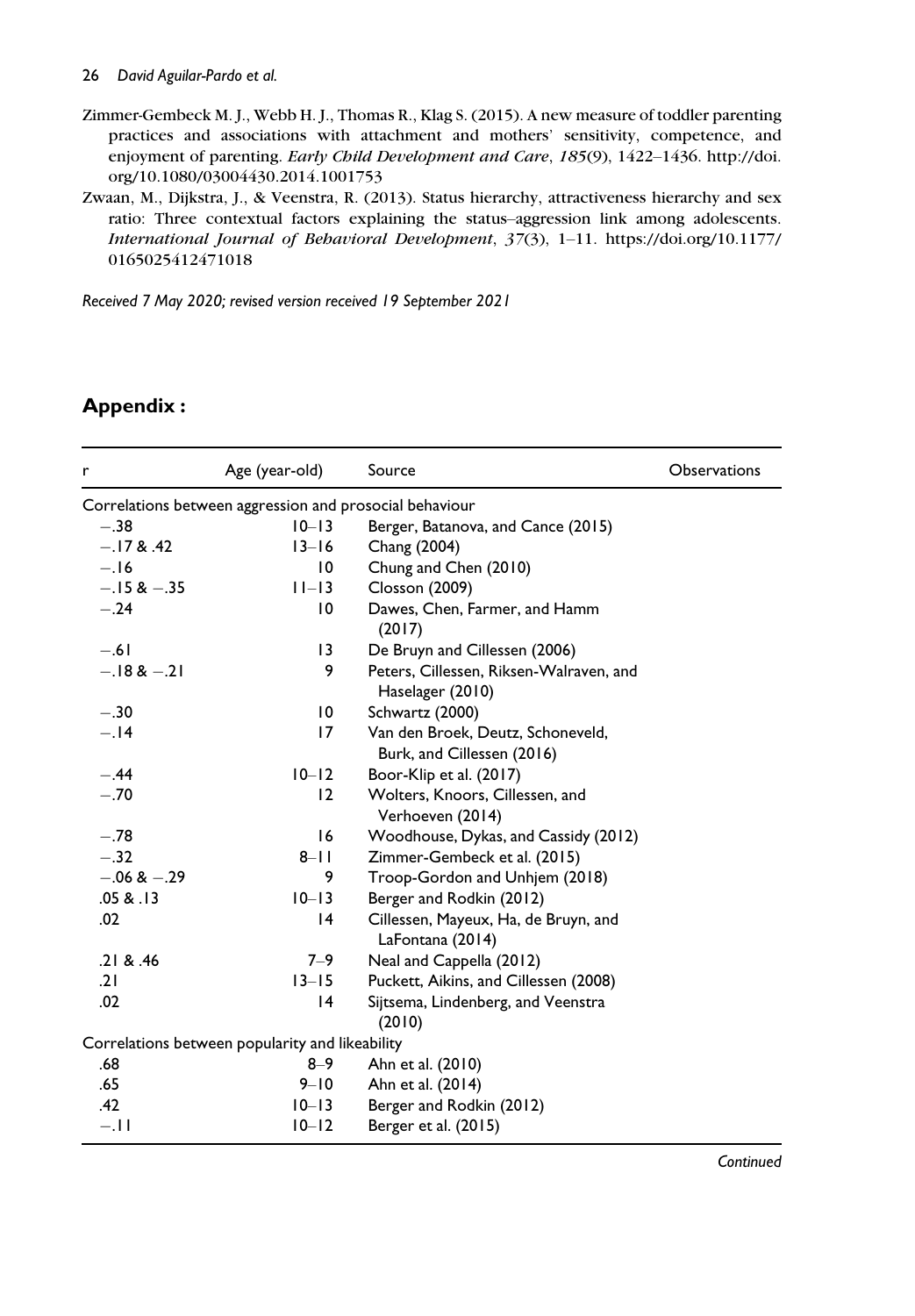Zimmer-Gembeck M. J., Webb H. J., Thomas R., Klag S. (2015). A new measure of toddler parenting practices and associations with attachment and mothers' sensitivity, competence, and enjoyment of parenting. *Early Child Development and Care*, *185*(9), 1422–1436. http://doi.org/10.1080/03004430.2014.1001753

Zwaan, M., Dijkstra, J., & Veenstra, R. (2013). Status hierarchy, attractiveness hierarchy and sex ratio: Three contextual factors explaining the status–aggression link among adolescents. *International Journal of Behavioral Development*, *37*(3), 1–11. https://doi.org/10.1177/0165025412471018

*Received 7 May 2020; revised version received 19 September 2021*

## Appendix :

| r | Age (year-old) | Source | Observations |
|---|---|---|---|
| Correlations between aggression and prosocial behaviour | | | |
| −.38 | 10–13 | Berger, Batanova, and Cance (2015) | |
| −.17 & .42 | 13–16 | Chang (2004) | |
| −.16 | 10 | Chung and Chen (2010) | |
| −.15 & −.35 | 11–13 | Closson (2009) | |
| −.24 | 10 | Dawes, Chen, Farmer, and Hamm (2017) | |
| −.61 | 13 | De Bruyn and Cillessen (2006) | |
| −.18 & −.21 | 9 | Peters, Cillessen, Riksen-Walraven, and Haselager (2010) | |
| −.30 | 10 | Schwartz (2000) | |
| −.14 | 17 | Van den Broek, Deutz, Schoneveld, Burk, and Cillessen (2016) | |
| −.44 | 10–12 | Boor-Klip et al. (2017) | |
| −.70 | 12 | Wolters, Knoors, Cillessen, and Verhoeven (2014) | |
| −.78 | 16 | Woodhouse, Dykas, and Cassidy (2012) | |
| −.32 | 8–11 | Zimmer-Gembeck et al. (2015) | |
| −.06 & −.29 | 9 | Troop-Gordon and Unhjem (2018) | |
| .05 & .13 | 10–13 | Berger and Rodkin (2012) | |
| .02 | 14 | Cillessen, Mayeux, Ha, de Bruyn, and LaFontana (2014) | |
| .21 & .46 | 7–9 | Neal and Cappella (2012) | |
| .21 | 13–15 | Puckett, Aikins, and Cillessen (2008) | |
| .02 | 14 | Sijtsema, Lindenberg, and Veenstra (2010) | |
| Correlations between popularity and likeability | | | |
| .68 | 8–9 | Ahn et al. (2010) | |
| .65 | 9–10 | Ahn et al. (2014) | |
| .42 | 10–13 | Berger and Rodkin (2012) | |
| −.11 | 10–12 | Berger et al. (2015) | |

*Continued*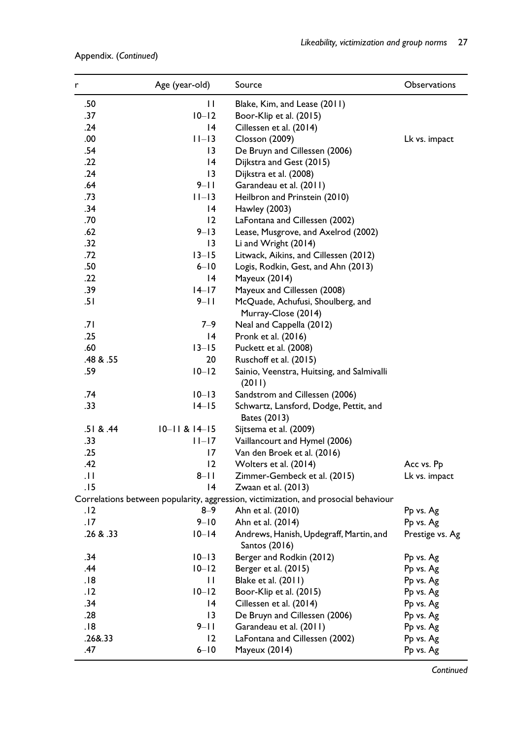Appendix. (*Continued*)

| r | Age (year-old) | Source | Observations |
|---|---|---|---|
| .50 | 11 | Blake, Kim, and Lease (2011) | |
| .37 | 10–12 | Boor-Klip et al. (2015) | |
| .24 | 14 | Cillessen et al. (2014) | |
| .00 | 11–13 | Closson (2009) | Lk vs. impact |
| .54 | 13 | De Bruyn and Cillessen (2006) | |
| .22 | 14 | Dijkstra and Gest (2015) | |
| .24 | 13 | Dijkstra et al. (2008) | |
| .64 | 9–11 | Garandeau et al. (2011) | |
| .73 | 11–13 | Heilbron and Prinstein (2010) | |
| .34 | 14 | Hawley (2003) | |
| .70 | 12 | LaFontana and Cillessen (2002) | |
| .62 | 9–13 | Lease, Musgrove, and Axelrod (2002) | |
| .32 | 13 | Li and Wright (2014) | |
| .72 | 13–15 | Litwack, Aikins, and Cillessen (2012) | |
| .50 | 6–10 | Logis, Rodkin, Gest, and Ahn (2013) | |
| .22 | 14 | Mayeux (2014) | |
| .39 | 14–17 | Mayeux and Cillessen (2008) | |
| .51 | 9–11 | McQuade, Achufusi, Shoulberg, and Murray-Close (2014) | |
| .71 | 7–9 | Neal and Cappella (2012) | |
| .25 | 14 | Pronk et al. (2016) | |
| .60 | 13–15 | Puckett et al. (2008) | |
| .48 & .55 | 20 | Ruschoff et al. (2015) | |
| .59 | 10–12 | Sainio, Veenstra, Huitsing, and Salmivalli (2011) | |
| .74 | 10–13 | Sandstrom and Cillessen (2006) | |
| .33 | 14–15 | Schwartz, Lansford, Dodge, Pettit, and Bates (2013) | |
| .51 & .44 | 10–11 & 14–15 | Sijtsema et al. (2009) | |
| .33 | 11–17 | Vaillancourt and Hymel (2006) | |
| .25 | 17 | Van den Broek et al. (2016) | |
| .42 | 12 | Wolters et al. (2014) | Acc vs. Pp |
| .11 | 8–11 | Zimmer-Gembeck et al. (2015) | Lk vs. impact |
| .15 | 14 | Zwaan et al. (2013) | |
| Correlations between popularity, aggression, victimization, and prosocial behaviour | | | |
| .12 | 8–9 | Ahn et al. (2010) | Pp vs. Ag |
| .17 | 9–10 | Ahn et al. (2014) | Pp vs. Ag |
| .26 & .33 | 10–14 | Andrews, Hanish, Updegraff, Martin, and Santos (2016) | Prestige vs. Ag |
| .34 | 10–13 | Berger and Rodkin (2012) | Pp vs. Ag |
| .44 | 10–12 | Berger et al. (2015) | Pp vs. Ag |
| .18 | 11 | Blake et al. (2011) | Pp vs. Ag |
| .12 | 10–12 | Boor-Klip et al. (2015) | Pp vs. Ag |
| .34 | 14 | Cillessen et al. (2014) | Pp vs. Ag |
| .28 | 13 | De Bruyn and Cillessen (2006) | Pp vs. Ag |
| .18 | 9–11 | Garandeau et al. (2011) | Pp vs. Ag |
| .26&.33 | 12 | LaFontana and Cillessen (2002) | Pp vs. Ag |
| .47 | 6–10 | Mayeux (2014) | Pp vs. Ag |

*Continued*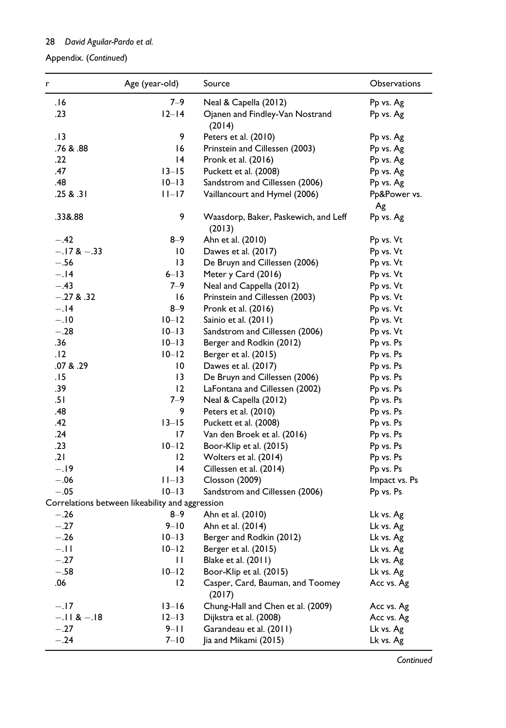Appendix. (*Continued*)

| r | Age (year-old) | Source | Observations |
|---|---|---|---|
| .16 | 7–9 | Neal & Capella (2012) | Pp vs. Ag |
| .23 | 12–14 | Ojanen and Findley-Van Nostrand (2014) | Pp vs. Ag |
| .13 | 9 | Peters et al. (2010) | Pp vs. Ag |
| .76 & .88 | 16 | Prinstein and Cillessen (2003) | Pp vs. Ag |
| .22 | 14 | Pronk et al. (2016) | Pp vs. Ag |
| .47 | 13–15 | Puckett et al. (2008) | Pp vs. Ag |
| .48 | 10–13 | Sandstrom and Cillessen (2006) | Pp vs. Ag |
| .25 & .31 | 11–17 | Vaillancourt and Hymel (2006) | Pp&Power vs. Ag |
| .33&.88 | 9 | Waasdorp, Baker, Paskewich, and Leff (2013) | Pp vs. Ag |
| −.42 | 8–9 | Ahn et al. (2010) | Pp vs. Vt |
| −.17 & −.33 | 10 | Dawes et al. (2017) | Pp vs. Vt |
| −.56 | 13 | De Bruyn and Cillessen (2006) | Pp vs. Vt |
| −.14 | 6–13 | Meter y Card (2016) | Pp vs. Vt |
| −.43 | 7–9 | Neal and Cappella (2012) | Pp vs. Vt |
| −.27 & .32 | 16 | Prinstein and Cillessen (2003) | Pp vs. Vt |
| −.14 | 8–9 | Pronk et al. (2016) | Pp vs. Vt |
| −.10 | 10–12 | Sainio et al. (2011) | Pp vs. Vt |
| −.28 | 10–13 | Sandstrom and Cillessen (2006) | Pp vs. Vt |
| .36 | 10–13 | Berger and Rodkin (2012) | Pp vs. Ps |
| .12 | 10–12 | Berger et al. (2015) | Pp vs. Ps |
| .07 & .29 | 10 | Dawes et al. (2017) | Pp vs. Ps |
| .15 | 13 | De Bruyn and Cillessen (2006) | Pp vs. Ps |
| .39 | 12 | LaFontana and Cillessen (2002) | Pp vs. Ps |
| .51 | 7–9 | Neal & Capella (2012) | Pp vs. Ps |
| .48 | 9 | Peters et al. (2010) | Pp vs. Ps |
| .42 | 13–15 | Puckett et al. (2008) | Pp vs. Ps |
| .24 | 17 | Van den Broek et al. (2016) | Pp vs. Ps |
| .23 | 10–12 | Boor-Klip et al. (2015) | Pp vs. Ps |
| .21 | 12 | Wolters et al. (2014) | Pp vs. Ps |
| −.19 | 14 | Cillessen et al. (2014) | Pp vs. Ps |
| −.06 | 11–13 | Closson (2009) | Impact vs. Ps |
| −.05 | 10–13 | Sandstrom and Cillessen (2006) | Pp vs. Ps |
| Correlations between likeability and aggression | | | |
| −.26 | 8–9 | Ahn et al. (2010) | Lk vs. Ag |
| −.27 | 9–10 | Ahn et al. (2014) | Lk vs. Ag |
| −.26 | 10–13 | Berger and Rodkin (2012) | Lk vs. Ag |
| −.11 | 10–12 | Berger et al. (2015) | Lk vs. Ag |
| −.27 | 11 | Blake et al. (2011) | Lk vs. Ag |
| −.58 | 10–12 | Boor-Klip et al. (2015) | Lk vs. Ag |
| .06 | 12 | Casper, Card, Bauman, and Toomey (2017) | Acc vs. Ag |
| −.17 | 13–16 | Chung-Hall and Chen et al. (2009) | Acc vs. Ag |
| −.11 & −.18 | 12–13 | Dijkstra et al. (2008) | Acc vs. Ag |
| −.27 | 9–11 | Garandeau et al. (2011) | Lk vs. Ag |
| −.24 | 7–10 | Jia and Mikami (2015) | Lk vs. Ag |

*Continued*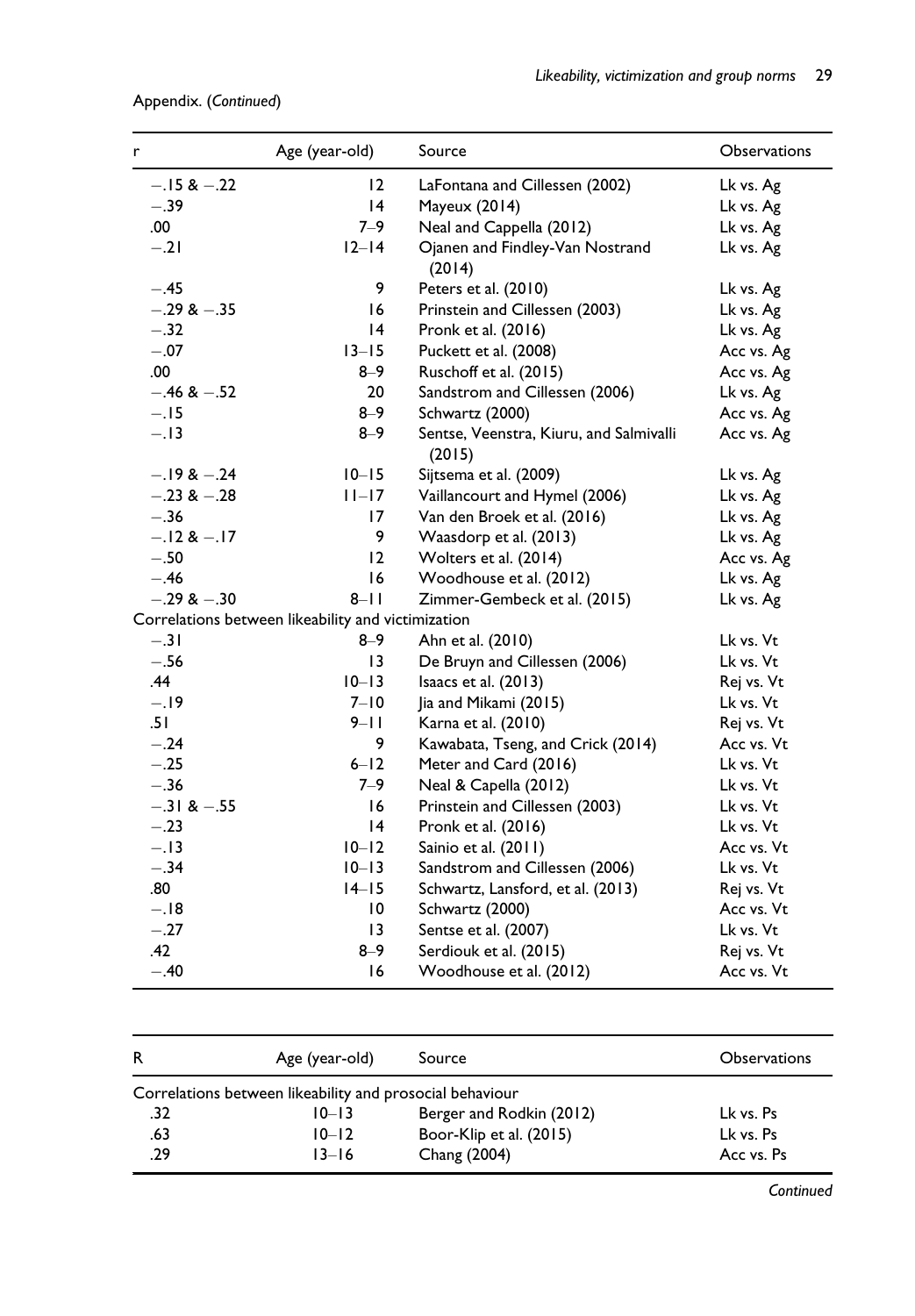Appendix. (*Continued*)

| r | Age (year-old) | Source | Observations |
|---|---|---|---|
| −.15 & −.22 | 12 | LaFontana and Cillessen (2002) | Lk vs. Ag |
| −.39 | 14 | Mayeux (2014) | Lk vs. Ag |
| .00 | 7–9 | Neal and Cappella (2012) | Lk vs. Ag |
| −.21 | 12–14 | Ojanen and Findley-Van Nostrand (2014) | Lk vs. Ag |
| −.45 | 9 | Peters et al. (2010) | Lk vs. Ag |
| −.29 & −.35 | 16 | Prinstein and Cillessen (2003) | Lk vs. Ag |
| −.32 | 14 | Pronk et al. (2016) | Lk vs. Ag |
| −.07 | 13–15 | Puckett et al. (2008) | Acc vs. Ag |
| .00 | 8–9 | Ruschoff et al. (2015) | Acc vs. Ag |
| −.46 & −.52 | 20 | Sandstrom and Cillessen (2006) | Lk vs. Ag |
| −.15 | 8–9 | Schwartz (2000) | Acc vs. Ag |
| −.13 | 8–9 | Sentse, Veenstra, Kiuru, and Salmivalli (2015) | Acc vs. Ag |
| −.19 & −.24 | 10–15 | Sijtsema et al. (2009) | Lk vs. Ag |
| −.23 & −.28 | 11–17 | Vaillancourt and Hymel (2006) | Lk vs. Ag |
| −.36 | 17 | Van den Broek et al. (2016) | Lk vs. Ag |
| −.12 & −.17 | 9 | Waasdorp et al. (2013) | Lk vs. Ag |
| −.50 | 12 | Wolters et al. (2014) | Acc vs. Ag |
| −.46 | 16 | Woodhouse et al. (2012) | Lk vs. Ag |
| −.29 & −.30 | 8–11 | Zimmer-Gembeck et al. (2015) | Lk vs. Ag |
| Correlations between likeability and victimization | | | |
| −.31 | 8–9 | Ahn et al. (2010) | Lk vs. Vt |
| −.56 | 13 | De Bruyn and Cillessen (2006) | Lk vs. Vt |
| .44 | 10–13 | Isaacs et al. (2013) | Rej vs. Vt |
| −.19 | 7–10 | Jia and Mikami (2015) | Lk vs. Vt |
| .51 | 9–11 | Karna et al. (2010) | Rej vs. Vt |
| −.24 | 9 | Kawabata, Tseng, and Crick (2014) | Acc vs. Vt |
| −.25 | 6–12 | Meter and Card (2016) | Lk vs. Vt |
| −.36 | 7–9 | Neal & Capella (2012) | Lk vs. Vt |
| −.31 & −.55 | 16 | Prinstein and Cillessen (2003) | Lk vs. Vt |
| −.23 | 14 | Pronk et al. (2016) | Lk vs. Vt |
| −.13 | 10–12 | Sainio et al. (2011) | Acc vs. Vt |
| −.34 | 10–13 | Sandstrom and Cillessen (2006) | Lk vs. Vt |
| .80 | 14–15 | Schwartz, Lansford, et al. (2013) | Rej vs. Vt |
| −.18 | 10 | Schwartz (2000) | Acc vs. Vt |
| −.27 | 13 | Sentse et al. (2007) | Lk vs. Vt |
| .42 | 8–9 | Serdiouk et al. (2015) | Rej vs. Vt |
| −.40 | 16 | Woodhouse et al. (2012) | Acc vs. Vt |

| R | Age (year-old) | Source | Observations |
|---|---|---|---|
| Correlations between likeability and prosocial behaviour | | | |
| .32 | 10–13 | Berger and Rodkin (2012) | Lk vs. Ps |
| .63 | 10–12 | Boor-Klip et al. (2015) | Lk vs. Ps |
| .29 | 13–16 | Chang (2004) | Acc vs. Ps |

*Continued*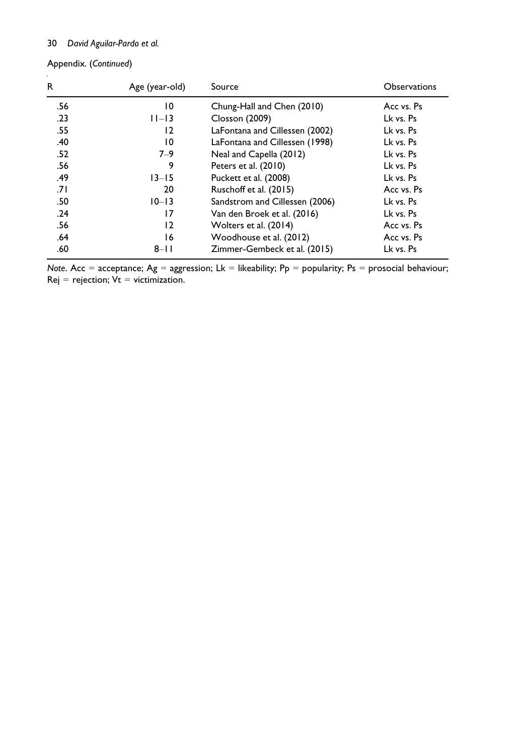Appendix. (*Continued*)

| R | Age (year-old) | Source | Observations |
|---|---|---|---|
| .56 | 10 | Chung-Hall and Chen (2010) | Acc vs. Ps |
| .23 | 11–13 | Closson (2009) | Lk vs. Ps |
| .55 | 12 | LaFontana and Cillessen (2002) | Lk vs. Ps |
| .40 | 10 | LaFontana and Cillessen (1998) | Lk vs. Ps |
| .52 | 7–9 | Neal and Capella (2012) | Lk vs. Ps |
| .56 | 9 | Peters et al. (2010) | Lk vs. Ps |
| .49 | 13–15 | Puckett et al. (2008) | Lk vs. Ps |
| .71 | 20 | Ruschoff et al. (2015) | Acc vs. Ps |
| .50 | 10–13 | Sandstrom and Cillessen (2006) | Lk vs. Ps |
| .24 | 17 | Van den Broek et al. (2016) | Lk vs. Ps |
| .56 | 12 | Wolters et al. (2014) | Acc vs. Ps |
| .64 | 16 | Woodhouse et al. (2012) | Acc vs. Ps |
| .60 | 8–11 | Zimmer-Gembeck et al. (2015) | Lk vs. Ps |

*Note*. Acc = acceptance; Ag = aggression; Lk = likeability; Pp = popularity; Ps = prosocial behaviour; Rej = rejection; Vt = victimization.